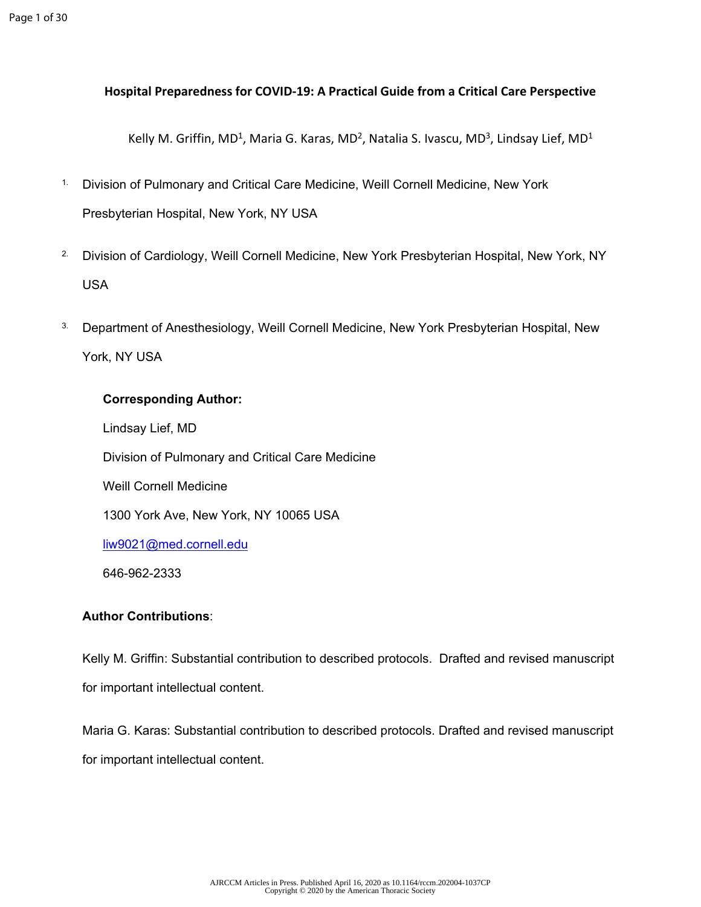# Hospital Preparedness for COVID-19: A Practical Guide from a Critical Care Perspective

Kelly M. Griffin, MD[1], Maria G. Karas, MD[2], Natalia S. Ivascu, MD[3], Lindsay Lief, MD[1]

1. Division of Pulmonary and Critical Care Medicine, Weill Cornell Medicine, New York Presbyterian Hospital, New York, NY USA
2. Division of Cardiology, Weill Cornell Medicine, New York Presbyterian Hospital, New York, NY USA
3. Department of Anesthesiology, Weill Cornell Medicine, New York Presbyterian Hospital, New York, NY USA

**Corresponding Author:**

Lindsay Lief, MD

Division of Pulmonary and Critical Care Medicine

Weill Cornell Medicine

1300 York Ave, New York, NY 10065 USA

liw9021@med.cornell.edu

646-962-2333

**Author Contributions**:

Kelly M. Griffin: Substantial contribution to described protocols. Drafted and revised manuscript for important intellectual content.

Maria G. Karas: Substantial contribution to described protocols. Drafted and revised manuscript for important intellectual content.

AJRCCM Articles in Press. Published April 16, 2020 as 10.1164/rccm.202004-1037CP
Copyright © 2020 by the American Thoracic Society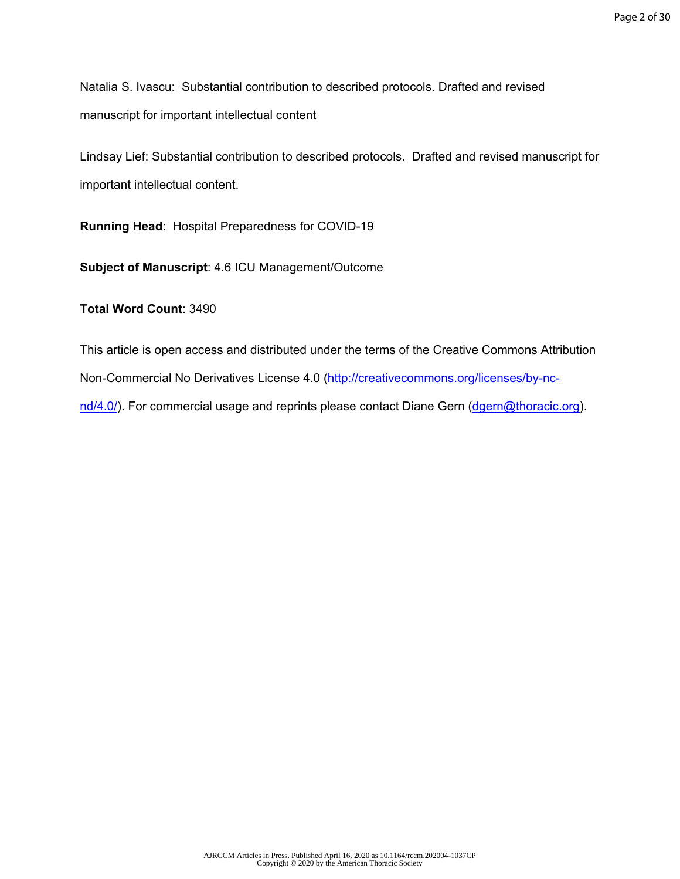Natalia S. Ivascu: Substantial contribution to described protocols. Drafted and revised manuscript for important intellectual content

Lindsay Lief: Substantial contribution to described protocols. Drafted and revised manuscript for important intellectual content.

**Running Head**: Hospital Preparedness for COVID-19

**Subject of Manuscript**: 4.6 ICU Management/Outcome

**Total Word Count**: 3490

This article is open access and distributed under the terms of the Creative Commons Attribution Non-Commercial No Derivatives License 4.0 (http://creativecommons.org/licenses/by-nc-nd/4.0/). For commercial usage and reprints please contact Diane Gern (dgern@thoracic.org).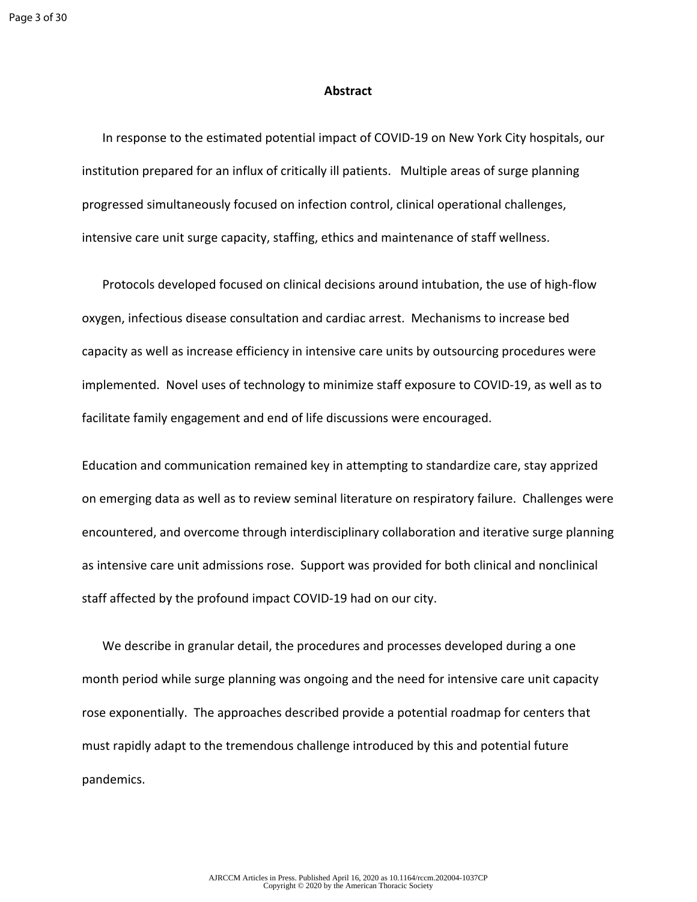## Abstract

In response to the estimated potential impact of COVID-19 on New York City hospitals, our institution prepared for an influx of critically ill patients. Multiple areas of surge planning progressed simultaneously focused on infection control, clinical operational challenges, intensive care unit surge capacity, staffing, ethics and maintenance of staff wellness.

Protocols developed focused on clinical decisions around intubation, the use of high-flow oxygen, infectious disease consultation and cardiac arrest. Mechanisms to increase bed capacity as well as increase efficiency in intensive care units by outsourcing procedures were implemented. Novel uses of technology to minimize staff exposure to COVID-19, as well as to facilitate family engagement and end of life discussions were encouraged.

Education and communication remained key in attempting to standardize care, stay apprized on emerging data as well as to review seminal literature on respiratory failure. Challenges were encountered, and overcome through interdisciplinary collaboration and iterative surge planning as intensive care unit admissions rose. Support was provided for both clinical and nonclinical staff affected by the profound impact COVID-19 had on our city.

We describe in granular detail, the procedures and processes developed during a one month period while surge planning was ongoing and the need for intensive care unit capacity rose exponentially. The approaches described provide a potential roadmap for centers that must rapidly adapt to the tremendous challenge introduced by this and potential future pandemics.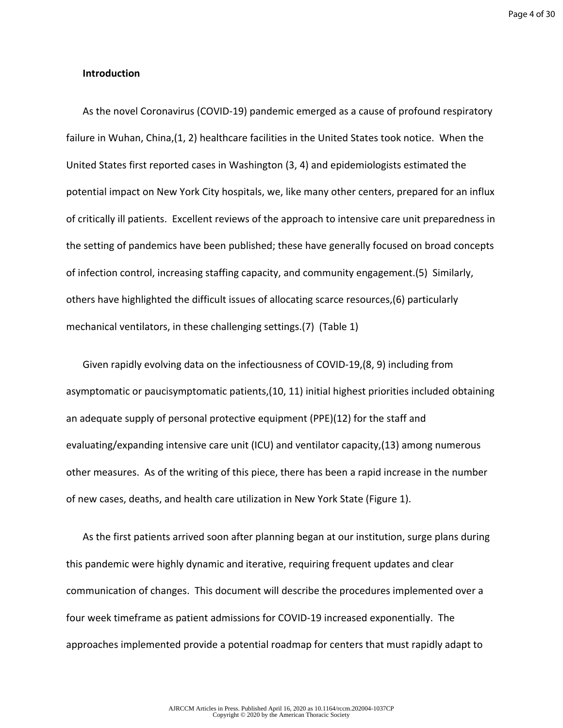## Introduction

As the novel Coronavirus (COVID-19) pandemic emerged as a cause of profound respiratory failure in Wuhan, China,(1, 2) healthcare facilities in the United States took notice. When the United States first reported cases in Washington (3, 4) and epidemiologists estimated the potential impact on New York City hospitals, we, like many other centers, prepared for an influx of critically ill patients. Excellent reviews of the approach to intensive care unit preparedness in the setting of pandemics have been published; these have generally focused on broad concepts of infection control, increasing staffing capacity, and community engagement.(5) Similarly, others have highlighted the difficult issues of allocating scarce resources,(6) particularly mechanical ventilators, in these challenging settings.(7) (Table 1)

Given rapidly evolving data on the infectiousness of COVID-19,(8, 9) including from asymptomatic or paucisymptomatic patients,(10, 11) initial highest priorities included obtaining an adequate supply of personal protective equipment (PPE)(12) for the staff and evaluating/expanding intensive care unit (ICU) and ventilator capacity,(13) among numerous other measures. As of the writing of this piece, there has been a rapid increase in the number of new cases, deaths, and health care utilization in New York State (Figure 1).

As the first patients arrived soon after planning began at our institution, surge plans during this pandemic were highly dynamic and iterative, requiring frequent updates and clear communication of changes. This document will describe the procedures implemented over a four week timeframe as patient admissions for COVID-19 increased exponentially. The approaches implemented provide a potential roadmap for centers that must rapidly adapt to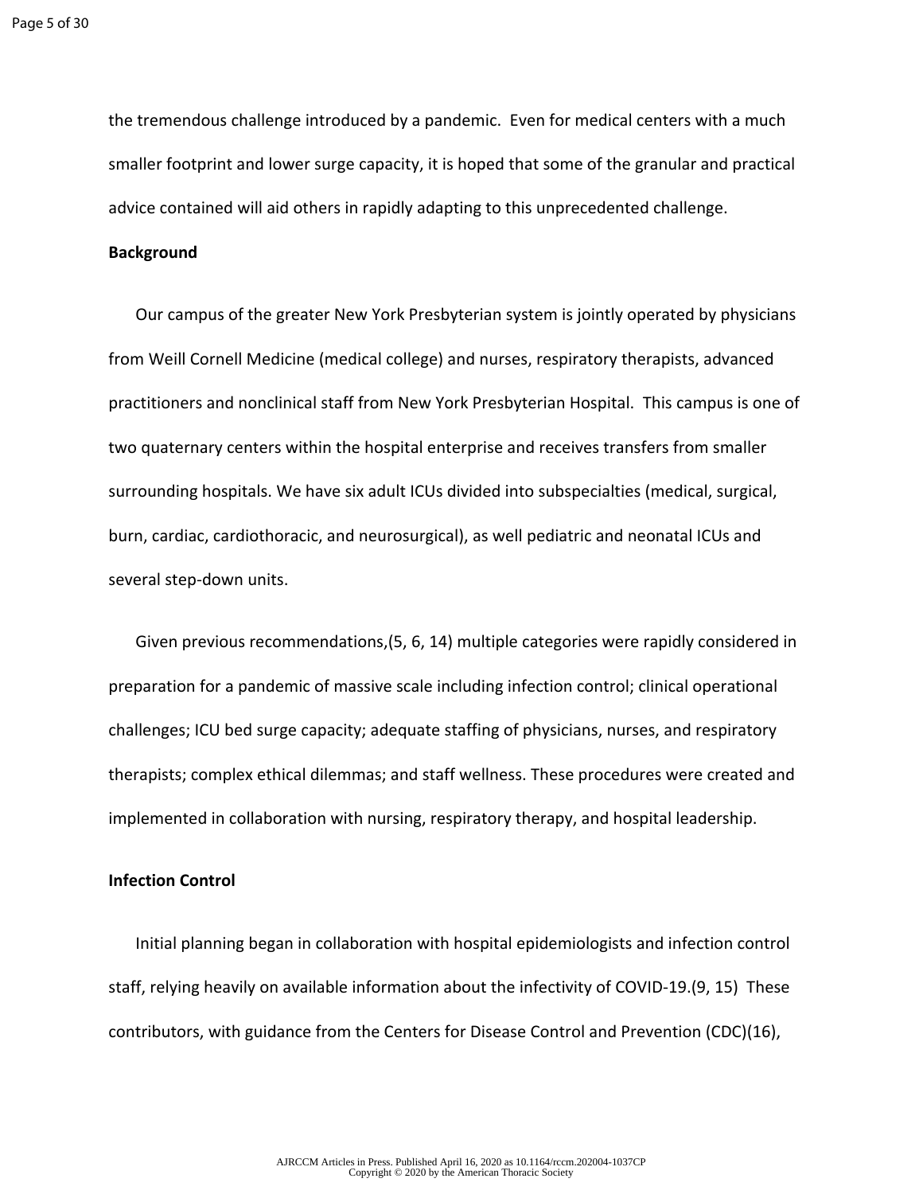the tremendous challenge introduced by a pandemic. Even for medical centers with a much smaller footprint and lower surge capacity, it is hoped that some of the granular and practical advice contained will aid others in rapidly adapting to this unprecedented challenge.

**Background**

Our campus of the greater New York Presbyterian system is jointly operated by physicians from Weill Cornell Medicine (medical college) and nurses, respiratory therapists, advanced practitioners and nonclinical staff from New York Presbyterian Hospital. This campus is one of two quaternary centers within the hospital enterprise and receives transfers from smaller surrounding hospitals. We have six adult ICUs divided into subspecialties (medical, surgical, burn, cardiac, cardiothoracic, and neurosurgical), as well pediatric and neonatal ICUs and several step-down units.

Given previous recommendations,(5, 6, 14) multiple categories were rapidly considered in preparation for a pandemic of massive scale including infection control; clinical operational challenges; ICU bed surge capacity; adequate staffing of physicians, nurses, and respiratory therapists; complex ethical dilemmas; and staff wellness. These procedures were created and implemented in collaboration with nursing, respiratory therapy, and hospital leadership.

**Infection Control**

Initial planning began in collaboration with hospital epidemiologists and infection control staff, relying heavily on available information about the infectivity of COVID-19.(9, 15) These contributors, with guidance from the Centers for Disease Control and Prevention (CDC)(16),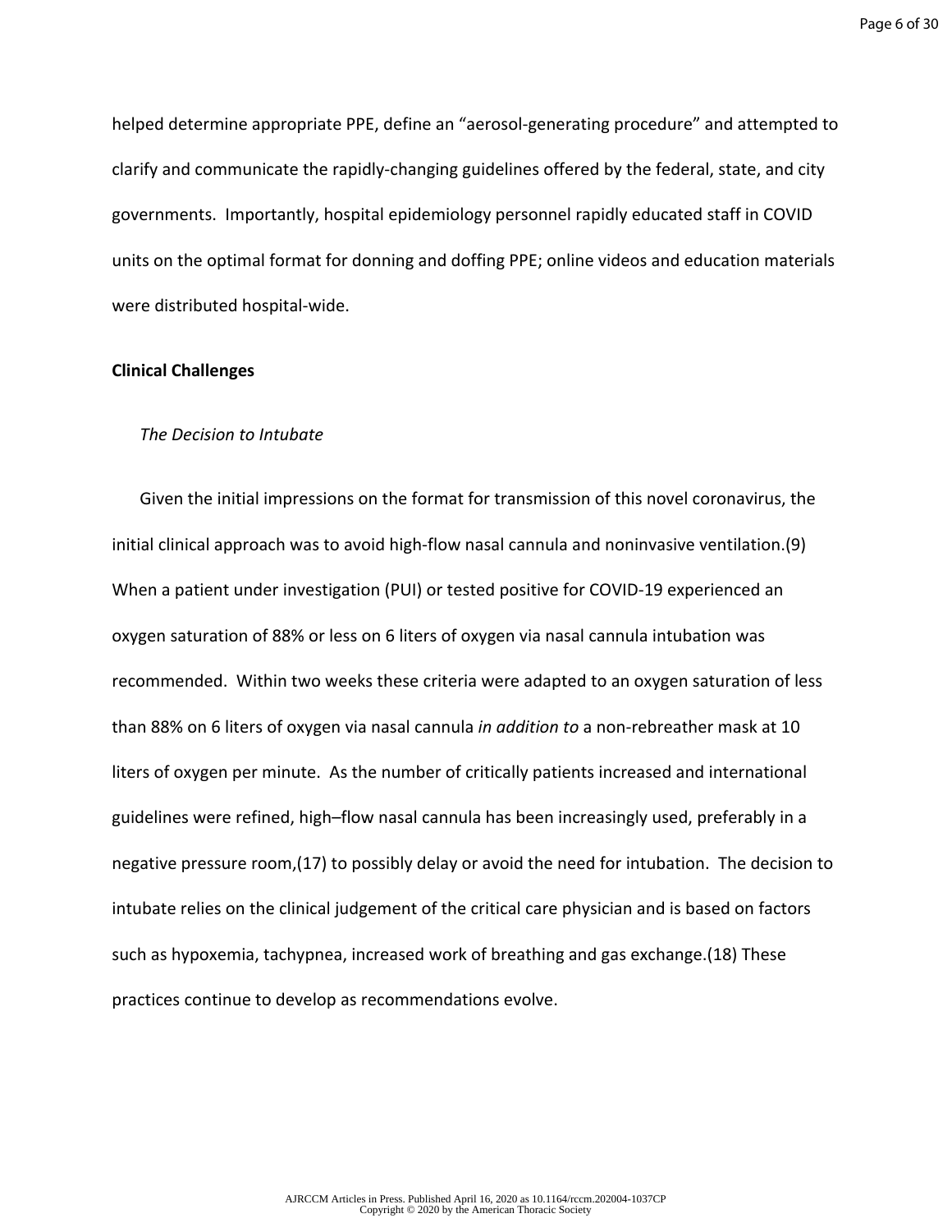helped determine appropriate PPE, define an “aerosol-generating procedure” and attempted to clarify and communicate the rapidly-changing guidelines offered by the federal, state, and city governments. Importantly, hospital epidemiology personnel rapidly educated staff in COVID units on the optimal format for donning and doffing PPE; online videos and education materials were distributed hospital-wide.

**Clinical Challenges**

*The Decision to Intubate*

Given the initial impressions on the format for transmission of this novel coronavirus, the initial clinical approach was to avoid high-flow nasal cannula and noninvasive ventilation.(9) When a patient under investigation (PUI) or tested positive for COVID-19 experienced an oxygen saturation of 88% or less on 6 liters of oxygen via nasal cannula intubation was recommended. Within two weeks these criteria were adapted to an oxygen saturation of less than 88% on 6 liters of oxygen via nasal cannula *in addition to* a non-rebreather mask at 10 liters of oxygen per minute. As the number of critically patients increased and international guidelines were refined, high–flow nasal cannula has been increasingly used, preferably in a negative pressure room,(17) to possibly delay or avoid the need for intubation. The decision to intubate relies on the clinical judgement of the critical care physician and is based on factors such as hypoxemia, tachypnea, increased work of breathing and gas exchange.(18) These practices continue to develop as recommendations evolve.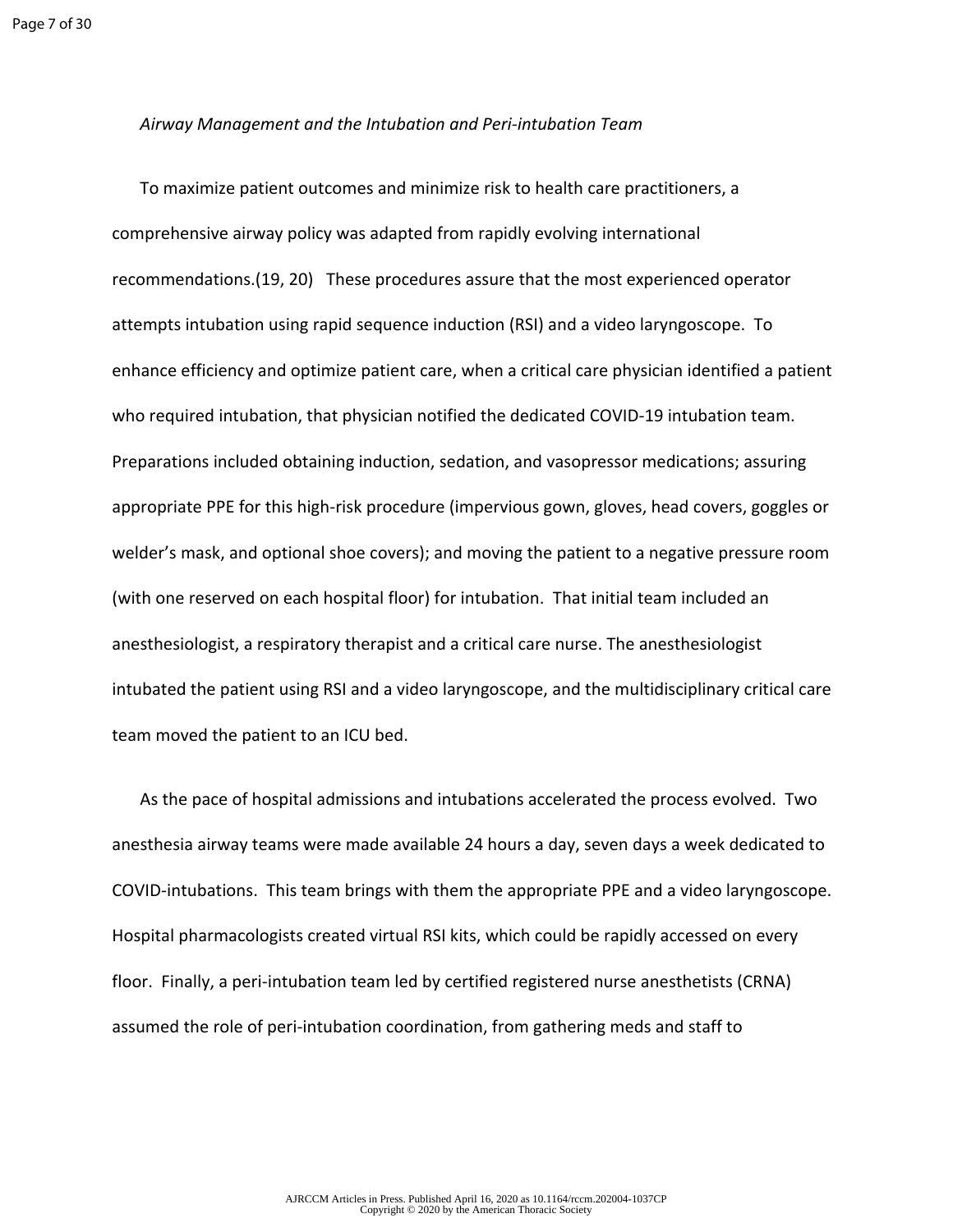*Airway Management and the Intubation and Peri-intubation Team*

To maximize patient outcomes and minimize risk to health care practitioners, a comprehensive airway policy was adapted from rapidly evolving international recommendations.(19, 20) These procedures assure that the most experienced operator attempts intubation using rapid sequence induction (RSI) and a video laryngoscope. To enhance efficiency and optimize patient care, when a critical care physician identified a patient who required intubation, that physician notified the dedicated COVID-19 intubation team. Preparations included obtaining induction, sedation, and vasopressor medications; assuring appropriate PPE for this high-risk procedure (impervious gown, gloves, head covers, goggles or welder's mask, and optional shoe covers); and moving the patient to a negative pressure room (with one reserved on each hospital floor) for intubation. That initial team included an anesthesiologist, a respiratory therapist and a critical care nurse. The anesthesiologist intubated the patient using RSI and a video laryngoscope, and the multidisciplinary critical care team moved the patient to an ICU bed.

As the pace of hospital admissions and intubations accelerated the process evolved. Two anesthesia airway teams were made available 24 hours a day, seven days a week dedicated to COVID-intubations. This team brings with them the appropriate PPE and a video laryngoscope. Hospital pharmacologists created virtual RSI kits, which could be rapidly accessed on every floor. Finally, a peri-intubation team led by certified registered nurse anesthetists (CRNA) assumed the role of peri-intubation coordination, from gathering meds and staff to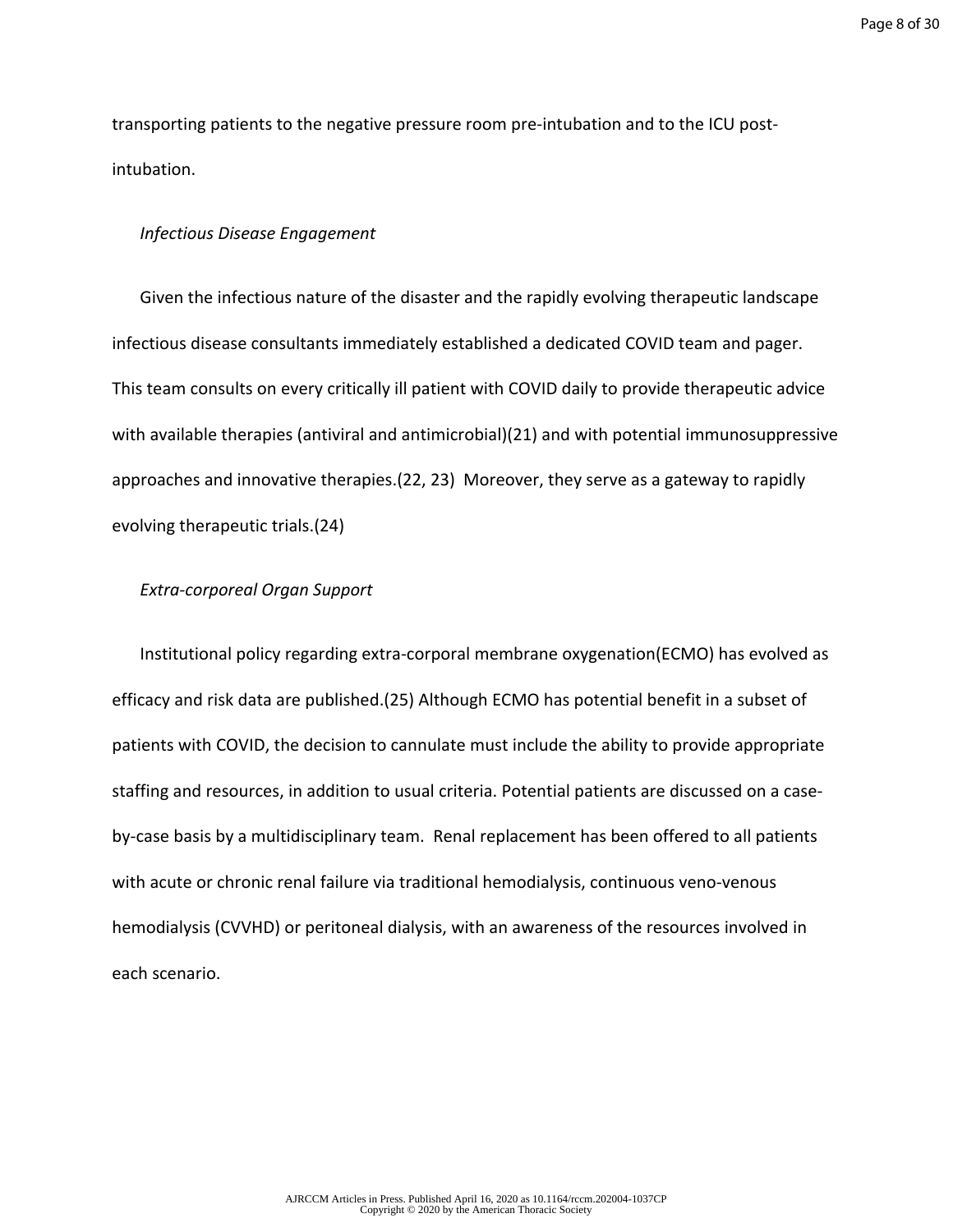transporting patients to the negative pressure room pre-intubation and to the ICU post-intubation.

*Infectious Disease Engagement*

Given the infectious nature of the disaster and the rapidly evolving therapeutic landscape infectious disease consultants immediately established a dedicated COVID team and pager. This team consults on every critically ill patient with COVID daily to provide therapeutic advice with available therapies (antiviral and antimicrobial)(21) and with potential immunosuppressive approaches and innovative therapies.(22, 23) Moreover, they serve as a gateway to rapidly evolving therapeutic trials.(24)

*Extra-corporeal Organ Support*

Institutional policy regarding extra-corporal membrane oxygenation(ECMO) has evolved as efficacy and risk data are published.(25) Although ECMO has potential benefit in a subset of patients with COVID, the decision to cannulate must include the ability to provide appropriate staffing and resources, in addition to usual criteria. Potential patients are discussed on a case-by-case basis by a multidisciplinary team. Renal replacement has been offered to all patients with acute or chronic renal failure via traditional hemodialysis, continuous veno-venous hemodialysis (CVVHD) or peritoneal dialysis, with an awareness of the resources involved in each scenario.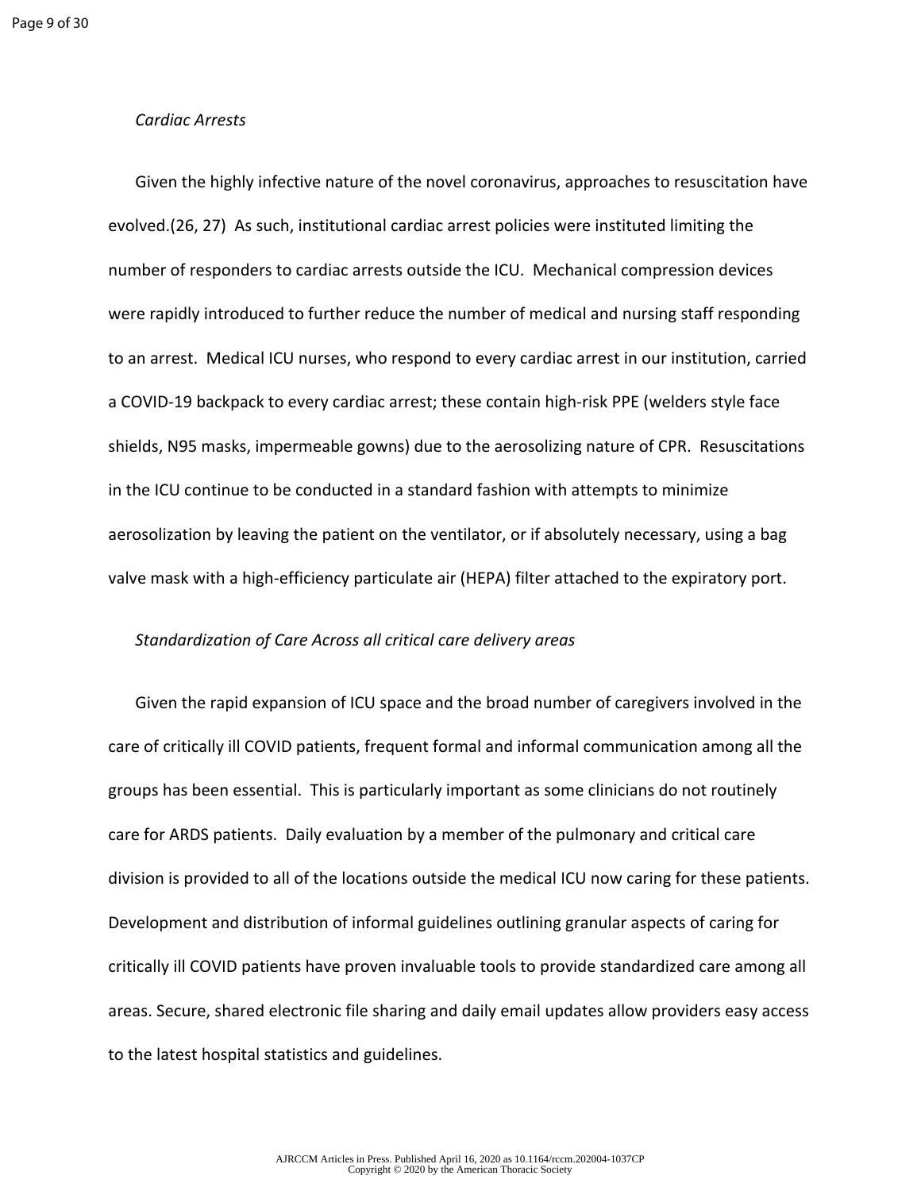*Cardiac Arrests*

Given the highly infective nature of the novel coronavirus, approaches to resuscitation have evolved.(26, 27) As such, institutional cardiac arrest policies were instituted limiting the number of responders to cardiac arrests outside the ICU. Mechanical compression devices were rapidly introduced to further reduce the number of medical and nursing staff responding to an arrest. Medical ICU nurses, who respond to every cardiac arrest in our institution, carried a COVID-19 backpack to every cardiac arrest; these contain high-risk PPE (welders style face shields, N95 masks, impermeable gowns) due to the aerosolizing nature of CPR. Resuscitations in the ICU continue to be conducted in a standard fashion with attempts to minimize aerosolization by leaving the patient on the ventilator, or if absolutely necessary, using a bag valve mask with a high-efficiency particulate air (HEPA) filter attached to the expiratory port.

*Standardization of Care Across all critical care delivery areas*

Given the rapid expansion of ICU space and the broad number of caregivers involved in the care of critically ill COVID patients, frequent formal and informal communication among all the groups has been essential. This is particularly important as some clinicians do not routinely care for ARDS patients. Daily evaluation by a member of the pulmonary and critical care division is provided to all of the locations outside the medical ICU now caring for these patients. Development and distribution of informal guidelines outlining granular aspects of caring for critically ill COVID patients have proven invaluable tools to provide standardized care among all areas. Secure, shared electronic file sharing and daily email updates allow providers easy access to the latest hospital statistics and guidelines.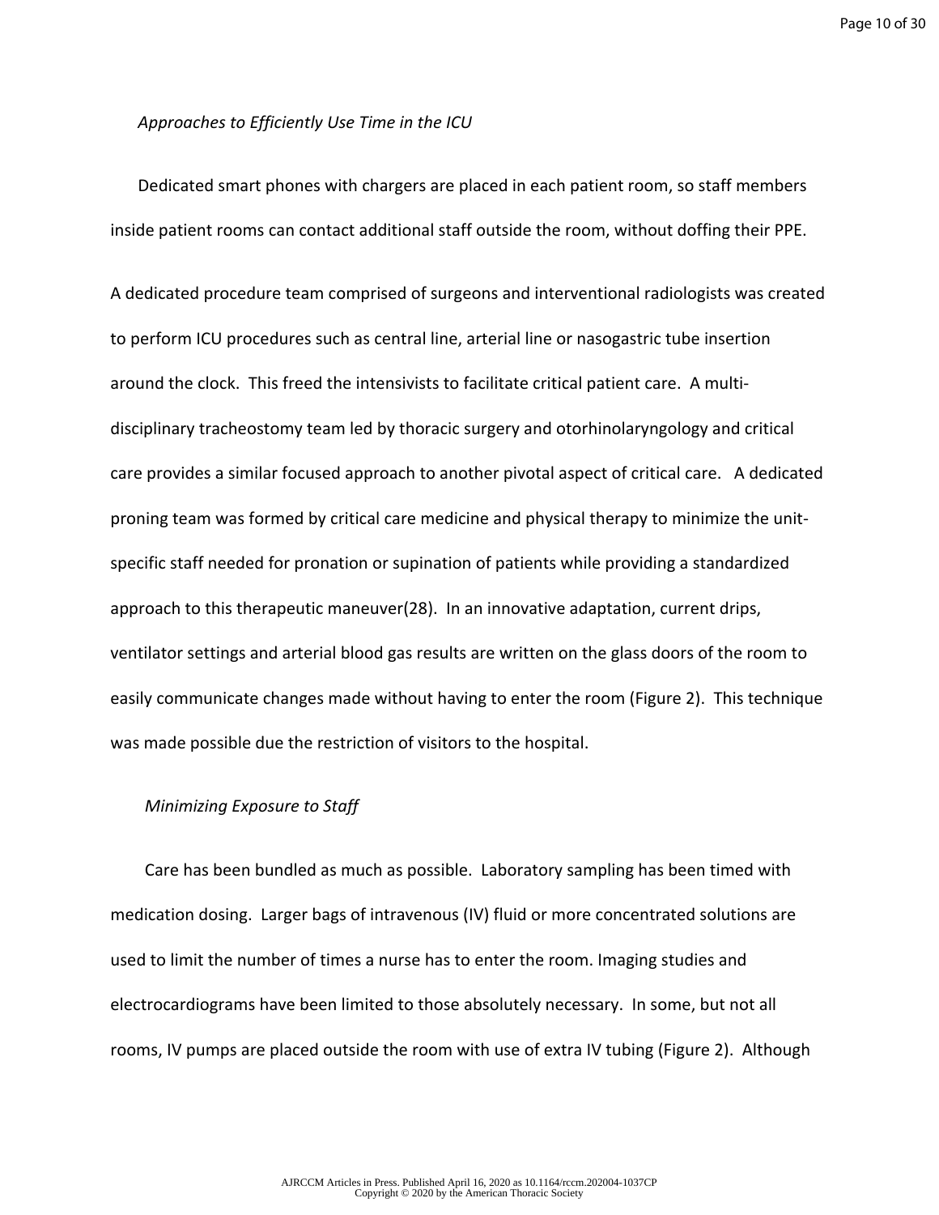*Approaches to Efficiently Use Time in the ICU*

Dedicated smart phones with chargers are placed in each patient room, so staff members inside patient rooms can contact additional staff outside the room, without doffing their PPE.

A dedicated procedure team comprised of surgeons and interventional radiologists was created to perform ICU procedures such as central line, arterial line or nasogastric tube insertion around the clock. This freed the intensivists to facilitate critical patient care. A multi-disciplinary tracheostomy team led by thoracic surgery and otorhinolaryngology and critical care provides a similar focused approach to another pivotal aspect of critical care. A dedicated proning team was formed by critical care medicine and physical therapy to minimize the unit-specific staff needed for pronation or supination of patients while providing a standardized approach to this therapeutic maneuver(28). In an innovative adaptation, current drips, ventilator settings and arterial blood gas results are written on the glass doors of the room to easily communicate changes made without having to enter the room (Figure 2). This technique was made possible due the restriction of visitors to the hospital.

*Minimizing Exposure to Staff*

Care has been bundled as much as possible. Laboratory sampling has been timed with medication dosing. Larger bags of intravenous (IV) fluid or more concentrated solutions are used to limit the number of times a nurse has to enter the room. Imaging studies and electrocardiograms have been limited to those absolutely necessary. In some, but not all rooms, IV pumps are placed outside the room with use of extra IV tubing (Figure 2). Although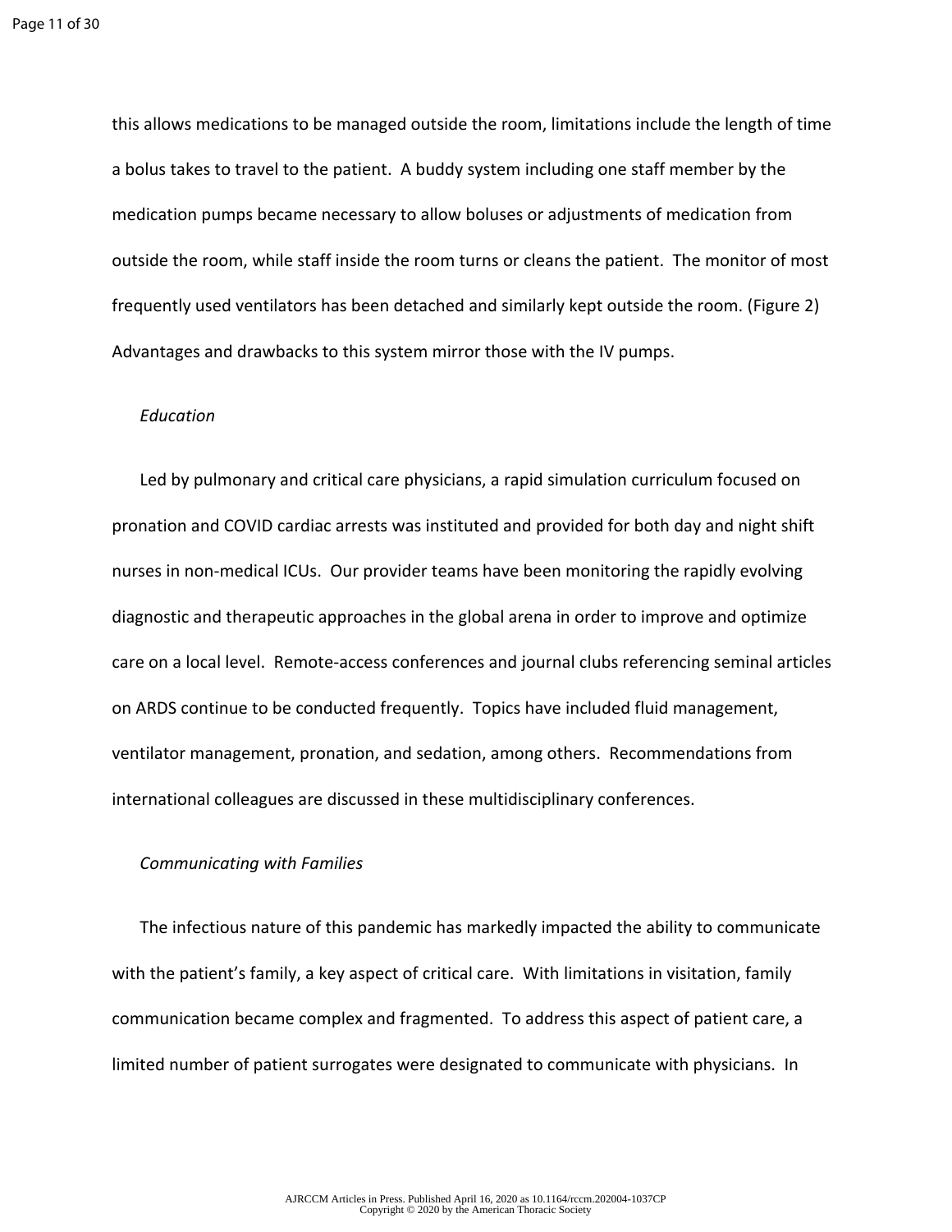this allows medications to be managed outside the room, limitations include the length of time a bolus takes to travel to the patient. A buddy system including one staff member by the medication pumps became necessary to allow boluses or adjustments of medication from outside the room, while staff inside the room turns or cleans the patient. The monitor of most frequently used ventilators has been detached and similarly kept outside the room. (Figure 2) Advantages and drawbacks to this system mirror those with the IV pumps.

*Education*

Led by pulmonary and critical care physicians, a rapid simulation curriculum focused on pronation and COVID cardiac arrests was instituted and provided for both day and night shift nurses in non-medical ICUs. Our provider teams have been monitoring the rapidly evolving diagnostic and therapeutic approaches in the global arena in order to improve and optimize care on a local level. Remote-access conferences and journal clubs referencing seminal articles on ARDS continue to be conducted frequently. Topics have included fluid management, ventilator management, pronation, and sedation, among others. Recommendations from international colleagues are discussed in these multidisciplinary conferences.

*Communicating with Families*

The infectious nature of this pandemic has markedly impacted the ability to communicate with the patient's family, a key aspect of critical care. With limitations in visitation, family communication became complex and fragmented. To address this aspect of patient care, a limited number of patient surrogates were designated to communicate with physicians. In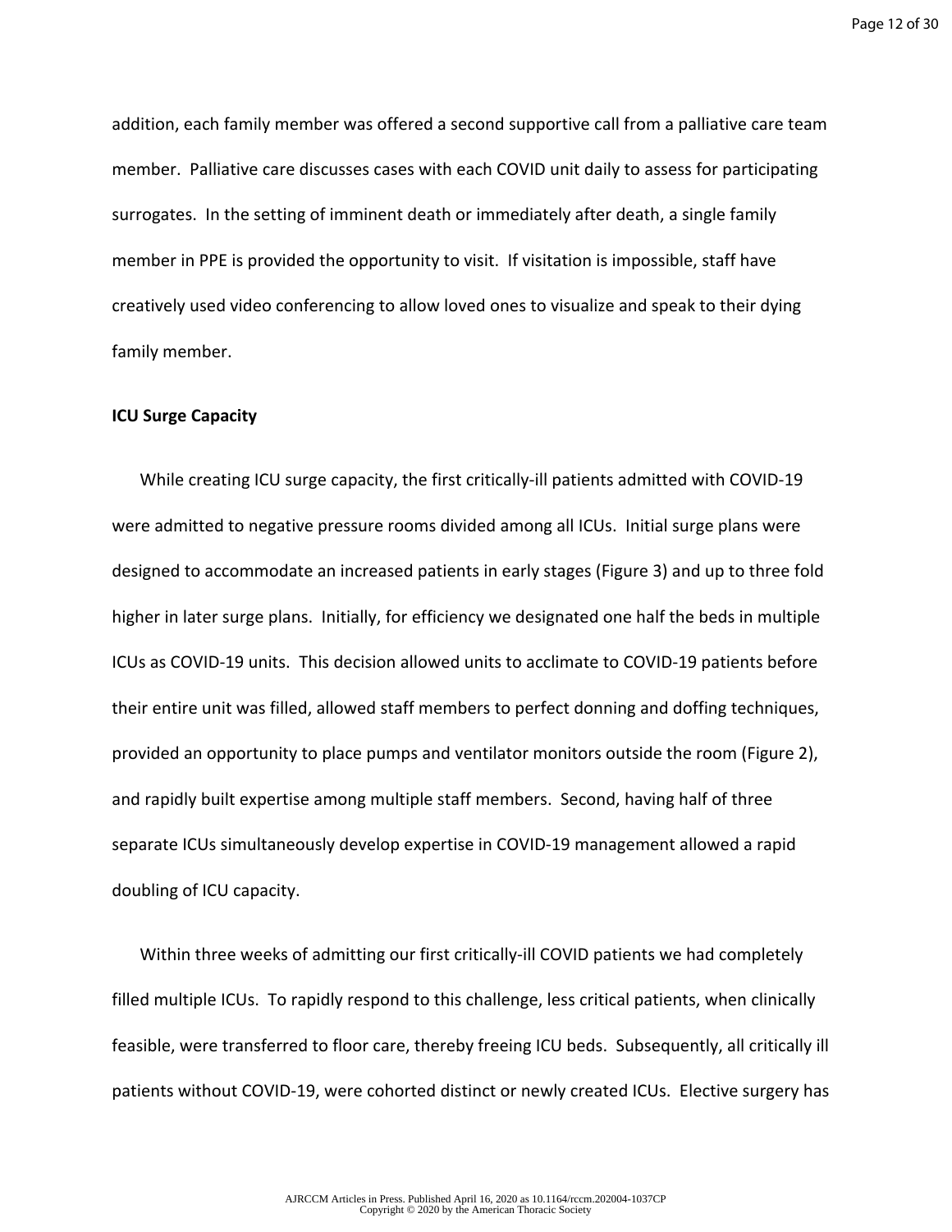addition, each family member was offered a second supportive call from a palliative care team member. Palliative care discusses cases with each COVID unit daily to assess for participating surrogates. In the setting of imminent death or immediately after death, a single family member in PPE is provided the opportunity to visit. If visitation is impossible, staff have creatively used video conferencing to allow loved ones to visualize and speak to their dying family member.

**ICU Surge Capacity**

While creating ICU surge capacity, the first critically-ill patients admitted with COVID-19 were admitted to negative pressure rooms divided among all ICUs. Initial surge plans were designed to accommodate an increased patients in early stages (Figure 3) and up to three fold higher in later surge plans. Initially, for efficiency we designated one half the beds in multiple ICUs as COVID-19 units. This decision allowed units to acclimate to COVID-19 patients before their entire unit was filled, allowed staff members to perfect donning and doffing techniques, provided an opportunity to place pumps and ventilator monitors outside the room (Figure 2), and rapidly built expertise among multiple staff members. Second, having half of three separate ICUs simultaneously develop expertise in COVID-19 management allowed a rapid doubling of ICU capacity.

Within three weeks of admitting our first critically-ill COVID patients we had completely filled multiple ICUs. To rapidly respond to this challenge, less critical patients, when clinically feasible, were transferred to floor care, thereby freeing ICU beds. Subsequently, all critically ill patients without COVID-19, were cohorted distinct or newly created ICUs. Elective surgery has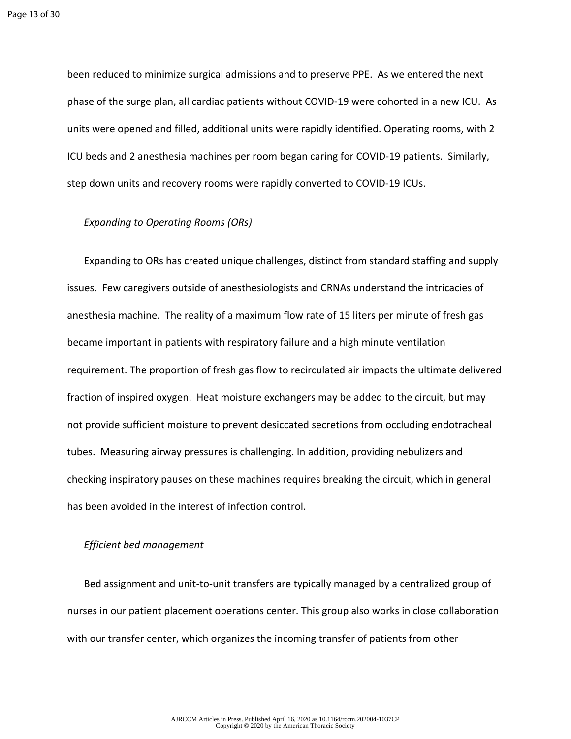been reduced to minimize surgical admissions and to preserve PPE. As we entered the next phase of the surge plan, all cardiac patients without COVID-19 were cohorted in a new ICU. As units were opened and filled, additional units were rapidly identified. Operating rooms, with 2 ICU beds and 2 anesthesia machines per room began caring for COVID-19 patients. Similarly, step down units and recovery rooms were rapidly converted to COVID-19 ICUs.

*Expanding to Operating Rooms (ORs)*

Expanding to ORs has created unique challenges, distinct from standard staffing and supply issues. Few caregivers outside of anesthesiologists and CRNAs understand the intricacies of anesthesia machine. The reality of a maximum flow rate of 15 liters per minute of fresh gas became important in patients with respiratory failure and a high minute ventilation requirement. The proportion of fresh gas flow to recirculated air impacts the ultimate delivered fraction of inspired oxygen. Heat moisture exchangers may be added to the circuit, but may not provide sufficient moisture to prevent desiccated secretions from occluding endotracheal tubes. Measuring airway pressures is challenging. In addition, providing nebulizers and checking inspiratory pauses on these machines requires breaking the circuit, which in general has been avoided in the interest of infection control.

*Efficient bed management*

Bed assignment and unit-to-unit transfers are typically managed by a centralized group of nurses in our patient placement operations center. This group also works in close collaboration with our transfer center, which organizes the incoming transfer of patients from other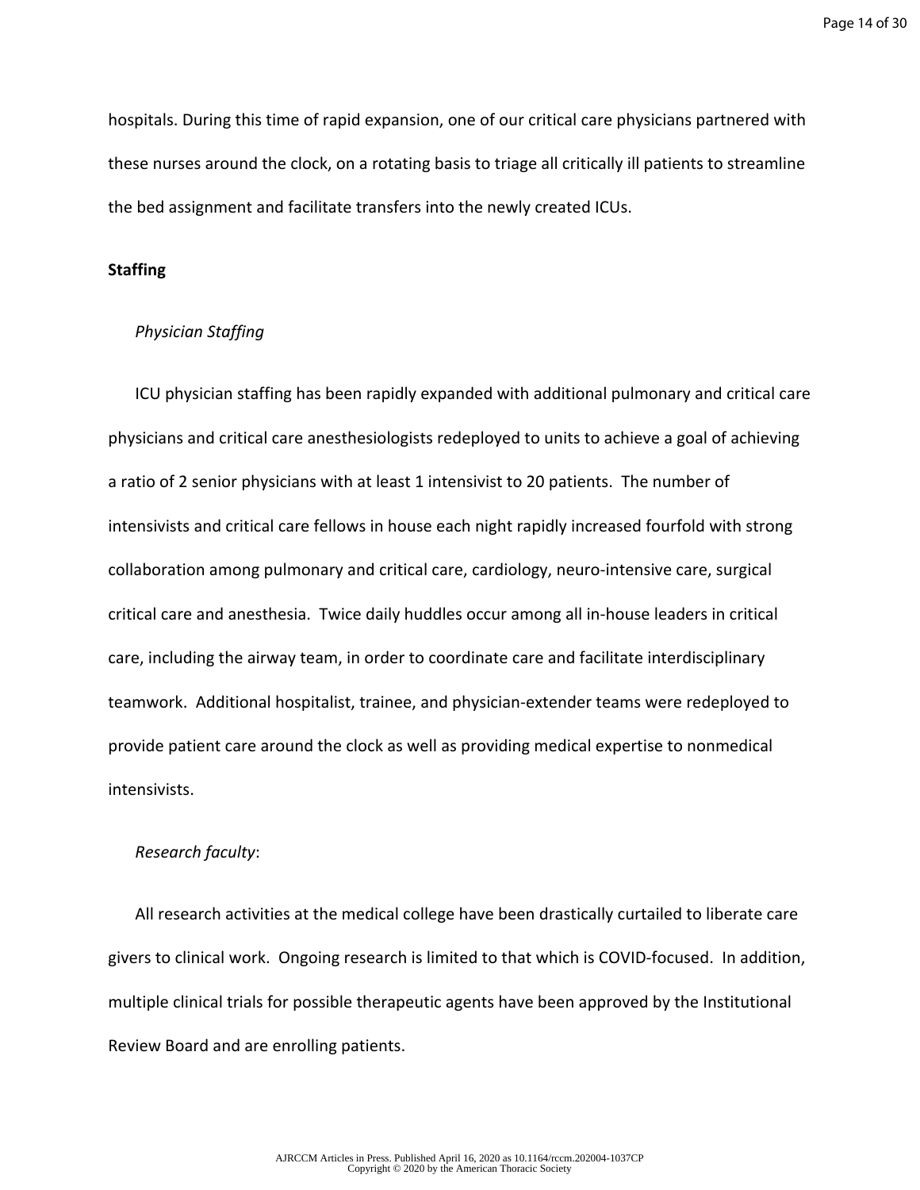hospitals. During this time of rapid expansion, one of our critical care physicians partnered with these nurses around the clock, on a rotating basis to triage all critically ill patients to streamline the bed assignment and facilitate transfers into the newly created ICUs.

**Staffing**

*Physician Staffing*

ICU physician staffing has been rapidly expanded with additional pulmonary and critical care physicians and critical care anesthesiologists redeployed to units to achieve a goal of achieving a ratio of 2 senior physicians with at least 1 intensivist to 20 patients. The number of intensivists and critical care fellows in house each night rapidly increased fourfold with strong collaboration among pulmonary and critical care, cardiology, neuro-intensive care, surgical critical care and anesthesia. Twice daily huddles occur among all in-house leaders in critical care, including the airway team, in order to coordinate care and facilitate interdisciplinary teamwork. Additional hospitalist, trainee, and physician-extender teams were redeployed to provide patient care around the clock as well as providing medical expertise to nonmedical intensivists.

*Research faculty*:

All research activities at the medical college have been drastically curtailed to liberate care givers to clinical work. Ongoing research is limited to that which is COVID-focused. In addition, multiple clinical trials for possible therapeutic agents have been approved by the Institutional Review Board and are enrolling patients.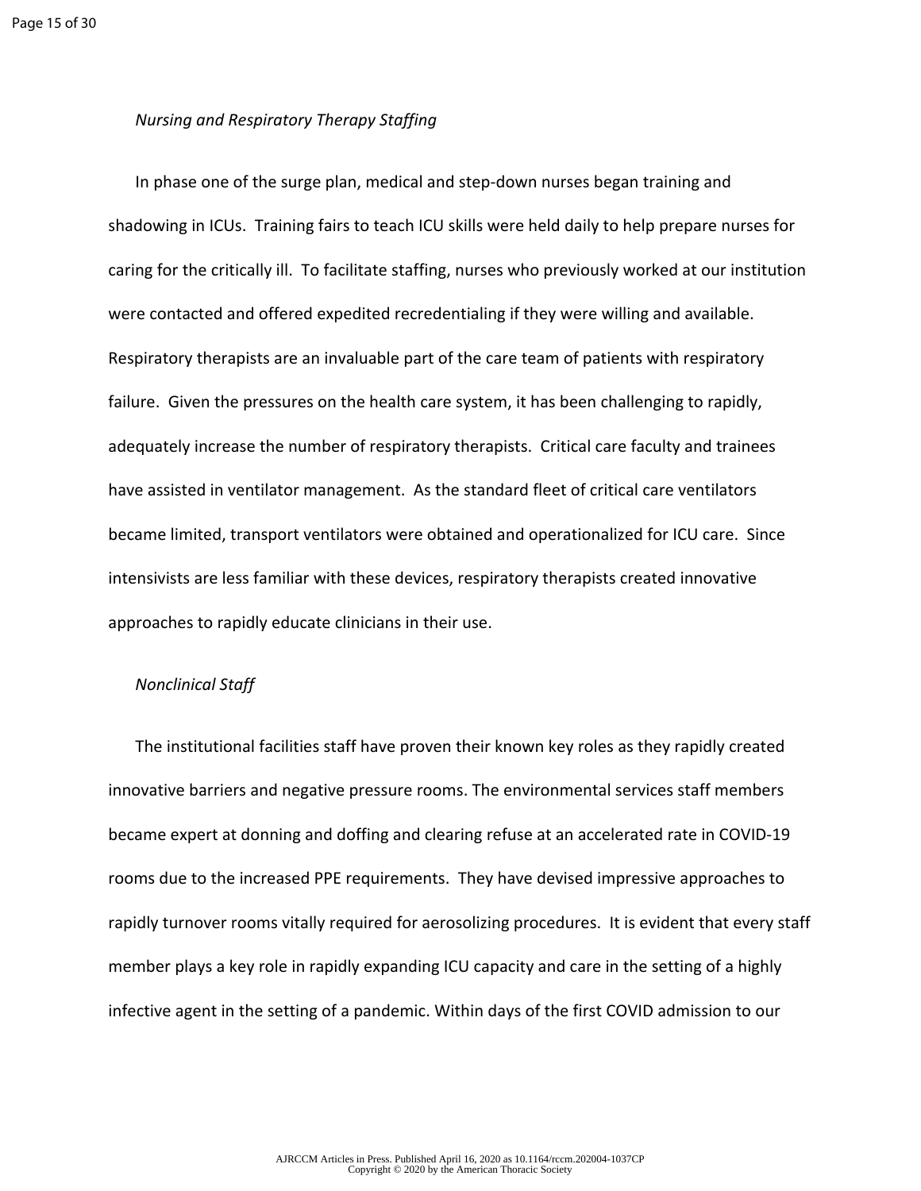*Nursing and Respiratory Therapy Staffing*

In phase one of the surge plan, medical and step-down nurses began training and shadowing in ICUs. Training fairs to teach ICU skills were held daily to help prepare nurses for caring for the critically ill. To facilitate staffing, nurses who previously worked at our institution were contacted and offered expedited recredentialing if they were willing and available. Respiratory therapists are an invaluable part of the care team of patients with respiratory failure. Given the pressures on the health care system, it has been challenging to rapidly, adequately increase the number of respiratory therapists. Critical care faculty and trainees have assisted in ventilator management. As the standard fleet of critical care ventilators became limited, transport ventilators were obtained and operationalized for ICU care. Since intensivists are less familiar with these devices, respiratory therapists created innovative approaches to rapidly educate clinicians in their use.

*Nonclinical Staff*

The institutional facilities staff have proven their known key roles as they rapidly created innovative barriers and negative pressure rooms. The environmental services staff members became expert at donning and doffing and clearing refuse at an accelerated rate in COVID-19 rooms due to the increased PPE requirements. They have devised impressive approaches to rapidly turnover rooms vitally required for aerosolizing procedures. It is evident that every staff member plays a key role in rapidly expanding ICU capacity and care in the setting of a highly infective agent in the setting of a pandemic. Within days of the first COVID admission to our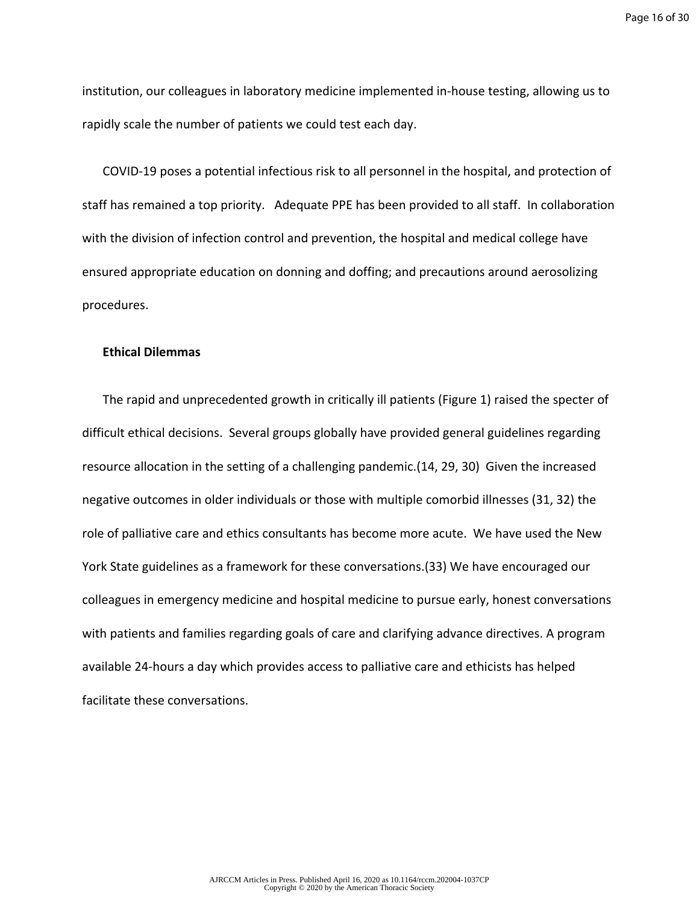institution, our colleagues in laboratory medicine implemented in-house testing, allowing us to rapidly scale the number of patients we could test each day.

COVID-19 poses a potential infectious risk to all personnel in the hospital, and protection of staff has remained a top priority. Adequate PPE has been provided to all staff. In collaboration with the division of infection control and prevention, the hospital and medical college have ensured appropriate education on donning and doffing; and precautions around aerosolizing procedures.

**Ethical Dilemmas**

The rapid and unprecedented growth in critically ill patients (Figure 1) raised the specter of difficult ethical decisions. Several groups globally have provided general guidelines regarding resource allocation in the setting of a challenging pandemic.(14, 29, 30) Given the increased negative outcomes in older individuals or those with multiple comorbid illnesses (31, 32) the role of palliative care and ethics consultants has become more acute. We have used the New York State guidelines as a framework for these conversations.(33) We have encouraged our colleagues in emergency medicine and hospital medicine to pursue early, honest conversations with patients and families regarding goals of care and clarifying advance directives. A program available 24-hours a day which provides access to palliative care and ethicists has helped facilitate these conversations.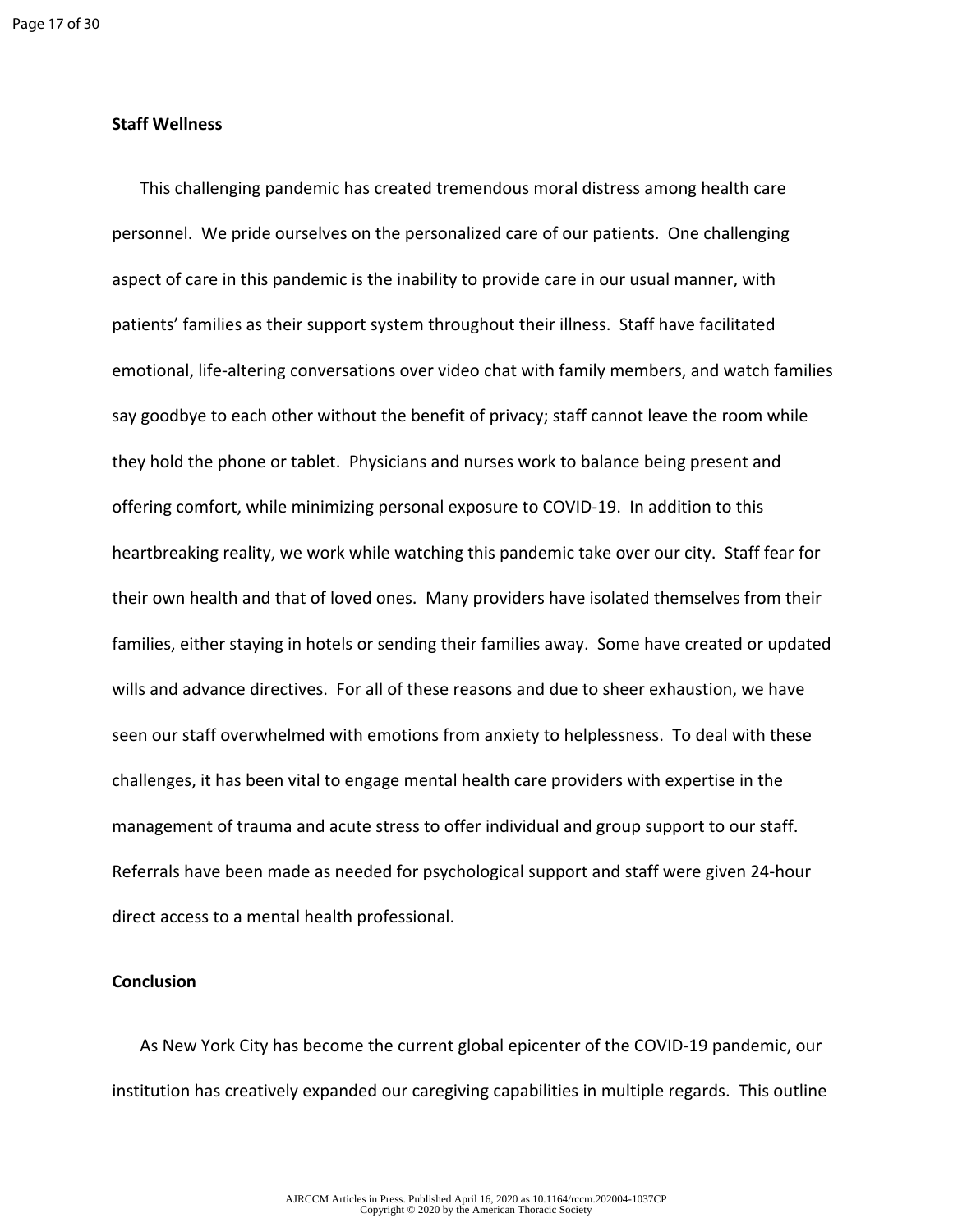**Staff Wellness**

This challenging pandemic has created tremendous moral distress among health care personnel. We pride ourselves on the personalized care of our patients. One challenging aspect of care in this pandemic is the inability to provide care in our usual manner, with patients' families as their support system throughout their illness. Staff have facilitated emotional, life-altering conversations over video chat with family members, and watch families say goodbye to each other without the benefit of privacy; staff cannot leave the room while they hold the phone or tablet. Physicians and nurses work to balance being present and offering comfort, while minimizing personal exposure to COVID-19. In addition to this heartbreaking reality, we work while watching this pandemic take over our city. Staff fear for their own health and that of loved ones. Many providers have isolated themselves from their families, either staying in hotels or sending their families away. Some have created or updated wills and advance directives. For all of these reasons and due to sheer exhaustion, we have seen our staff overwhelmed with emotions from anxiety to helplessness. To deal with these challenges, it has been vital to engage mental health care providers with expertise in the management of trauma and acute stress to offer individual and group support to our staff. Referrals have been made as needed for psychological support and staff were given 24-hour direct access to a mental health professional.

**Conclusion**

As New York City has become the current global epicenter of the COVID-19 pandemic, our institution has creatively expanded our caregiving capabilities in multiple regards. This outline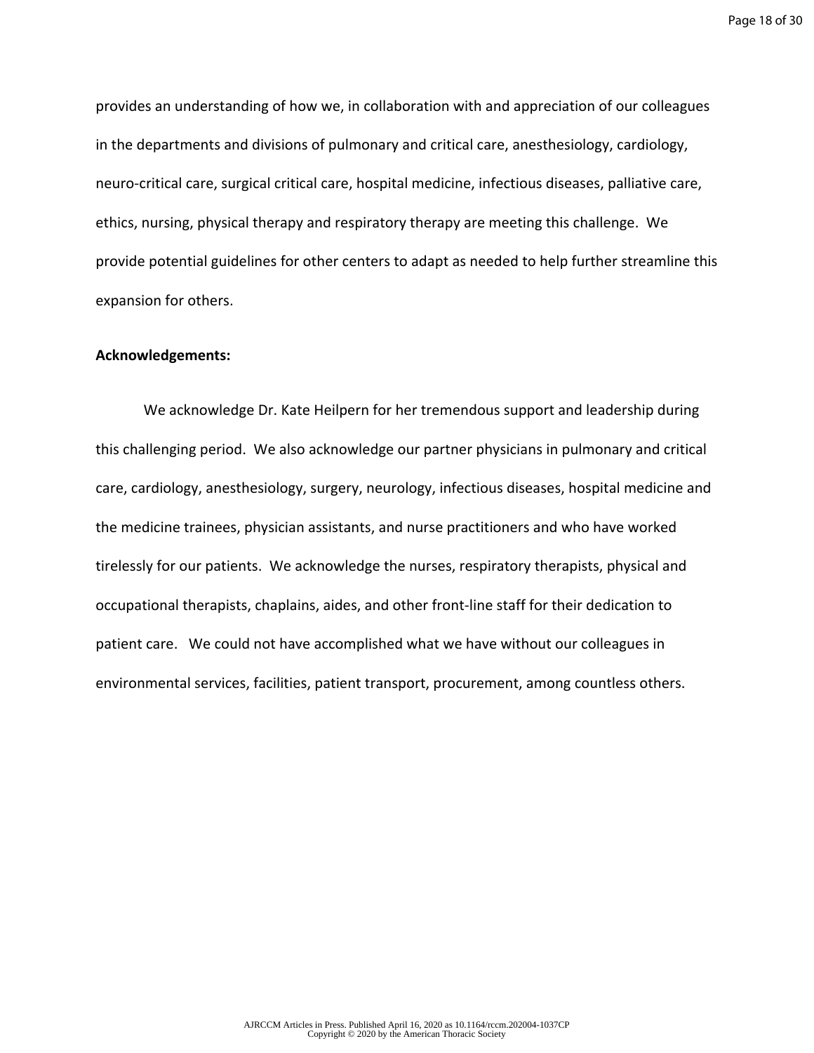provides an understanding of how we, in collaboration with and appreciation of our colleagues in the departments and divisions of pulmonary and critical care, anesthesiology, cardiology, neuro-critical care, surgical critical care, hospital medicine, infectious diseases, palliative care, ethics, nursing, physical therapy and respiratory therapy are meeting this challenge. We provide potential guidelines for other centers to adapt as needed to help further streamline this expansion for others.

**Acknowledgements:**

We acknowledge Dr. Kate Heilpern for her tremendous support and leadership during this challenging period. We also acknowledge our partner physicians in pulmonary and critical care, cardiology, anesthesiology, surgery, neurology, infectious diseases, hospital medicine and the medicine trainees, physician assistants, and nurse practitioners and who have worked tirelessly for our patients. We acknowledge the nurses, respiratory therapists, physical and occupational therapists, chaplains, aides, and other front-line staff for their dedication to patient care. We could not have accomplished what we have without our colleagues in environmental services, facilities, patient transport, procurement, among countless others.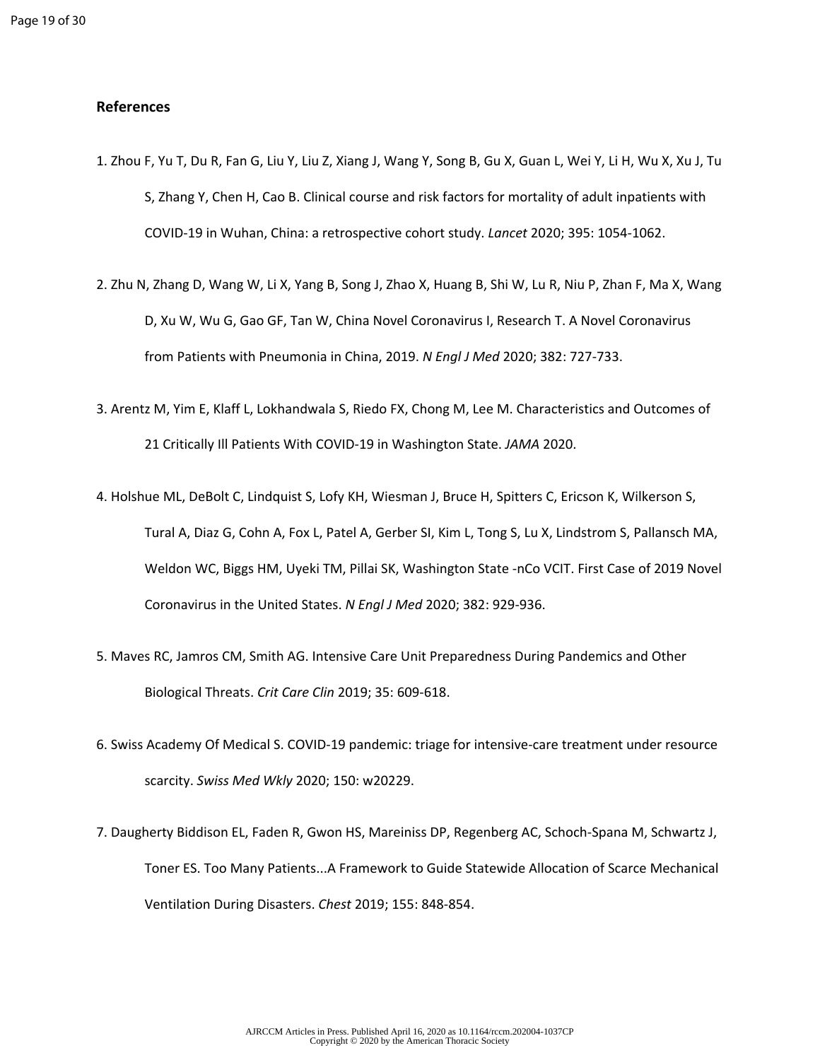## References

1. Zhou F, Yu T, Du R, Fan G, Liu Y, Liu Z, Xiang J, Wang Y, Song B, Gu X, Guan L, Wei Y, Li H, Wu X, Xu J, Tu S, Zhang Y, Chen H, Cao B. Clinical course and risk factors for mortality of adult inpatients with COVID-19 in Wuhan, China: a retrospective cohort study. *Lancet* 2020; 395: 1054-1062.

2. Zhu N, Zhang D, Wang W, Li X, Yang B, Song J, Zhao X, Huang B, Shi W, Lu R, Niu P, Zhan F, Ma X, Wang D, Xu W, Wu G, Gao GF, Tan W, China Novel Coronavirus I, Research T. A Novel Coronavirus from Patients with Pneumonia in China, 2019. *N Engl J Med* 2020; 382: 727-733.

3. Arentz M, Yim E, Klaff L, Lokhandwala S, Riedo FX, Chong M, Lee M. Characteristics and Outcomes of 21 Critically Ill Patients With COVID-19 in Washington State. *JAMA* 2020.

4. Holshue ML, DeBolt C, Lindquist S, Lofy KH, Wiesman J, Bruce H, Spitters C, Ericson K, Wilkerson S, Tural A, Diaz G, Cohn A, Fox L, Patel A, Gerber SI, Kim L, Tong S, Lu X, Lindstrom S, Pallansch MA, Weldon WC, Biggs HM, Uyeki TM, Pillai SK, Washington State -nCo VCIT. First Case of 2019 Novel Coronavirus in the United States. *N Engl J Med* 2020; 382: 929-936.

5. Maves RC, Jamros CM, Smith AG. Intensive Care Unit Preparedness During Pandemics and Other Biological Threats. *Crit Care Clin* 2019; 35: 609-618.

6. Swiss Academy Of Medical S. COVID-19 pandemic: triage for intensive-care treatment under resource scarcity. *Swiss Med Wkly* 2020; 150: w20229.

7. Daugherty Biddison EL, Faden R, Gwon HS, Mareiniss DP, Regenberg AC, Schoch-Spana M, Schwartz J, Toner ES. Too Many Patients...A Framework to Guide Statewide Allocation of Scarce Mechanical Ventilation During Disasters. *Chest* 2019; 155: 848-854.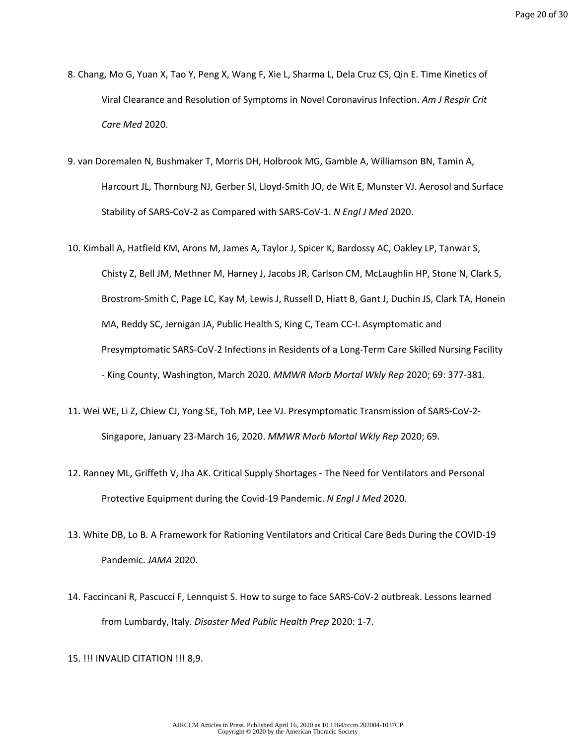8. Chang, Mo G, Yuan X, Tao Y, Peng X, Wang F, Xie L, Sharma L, Dela Cruz CS, Qin E. Time Kinetics of Viral Clearance and Resolution of Symptoms in Novel Coronavirus Infection. *Am J Respir Crit Care Med* 2020.

9. van Doremalen N, Bushmaker T, Morris DH, Holbrook MG, Gamble A, Williamson BN, Tamin A, Harcourt JL, Thornburg NJ, Gerber SI, Lloyd-Smith JO, de Wit E, Munster VJ. Aerosol and Surface Stability of SARS-CoV-2 as Compared with SARS-CoV-1. *N Engl J Med* 2020.

10. Kimball A, Hatfield KM, Arons M, James A, Taylor J, Spicer K, Bardossy AC, Oakley LP, Tanwar S, Chisty Z, Bell JM, Methner M, Harney J, Jacobs JR, Carlson CM, McLaughlin HP, Stone N, Clark S, Brostrom-Smith C, Page LC, Kay M, Lewis J, Russell D, Hiatt B, Gant J, Duchin JS, Clark TA, Honein MA, Reddy SC, Jernigan JA, Public Health S, King C, Team CC-I. Asymptomatic and Presymptomatic SARS-CoV-2 Infections in Residents of a Long-Term Care Skilled Nursing Facility - King County, Washington, March 2020. *MMWR Morb Mortal Wkly Rep* 2020; 69: 377-381.

11. Wei WE, Li Z, Chiew CJ, Yong SE, Toh MP, Lee VJ. Presymptomatic Transmission of SARS-CoV-2-Singapore, January 23-March 16, 2020. *MMWR Morb Mortal Wkly Rep* 2020; 69.

12. Ranney ML, Griffeth V, Jha AK. Critical Supply Shortages - The Need for Ventilators and Personal Protective Equipment during the Covid-19 Pandemic. *N Engl J Med* 2020.

13. White DB, Lo B. A Framework for Rationing Ventilators and Critical Care Beds During the COVID-19 Pandemic. *JAMA* 2020.

14. Faccincani R, Pascucci F, Lennquist S. How to surge to face SARS-CoV-2 outbreak. Lessons learned from Lumbardy, Italy. *Disaster Med Public Health Prep* 2020: 1-7.

15. !!! INVALID CITATION !!! 8,9.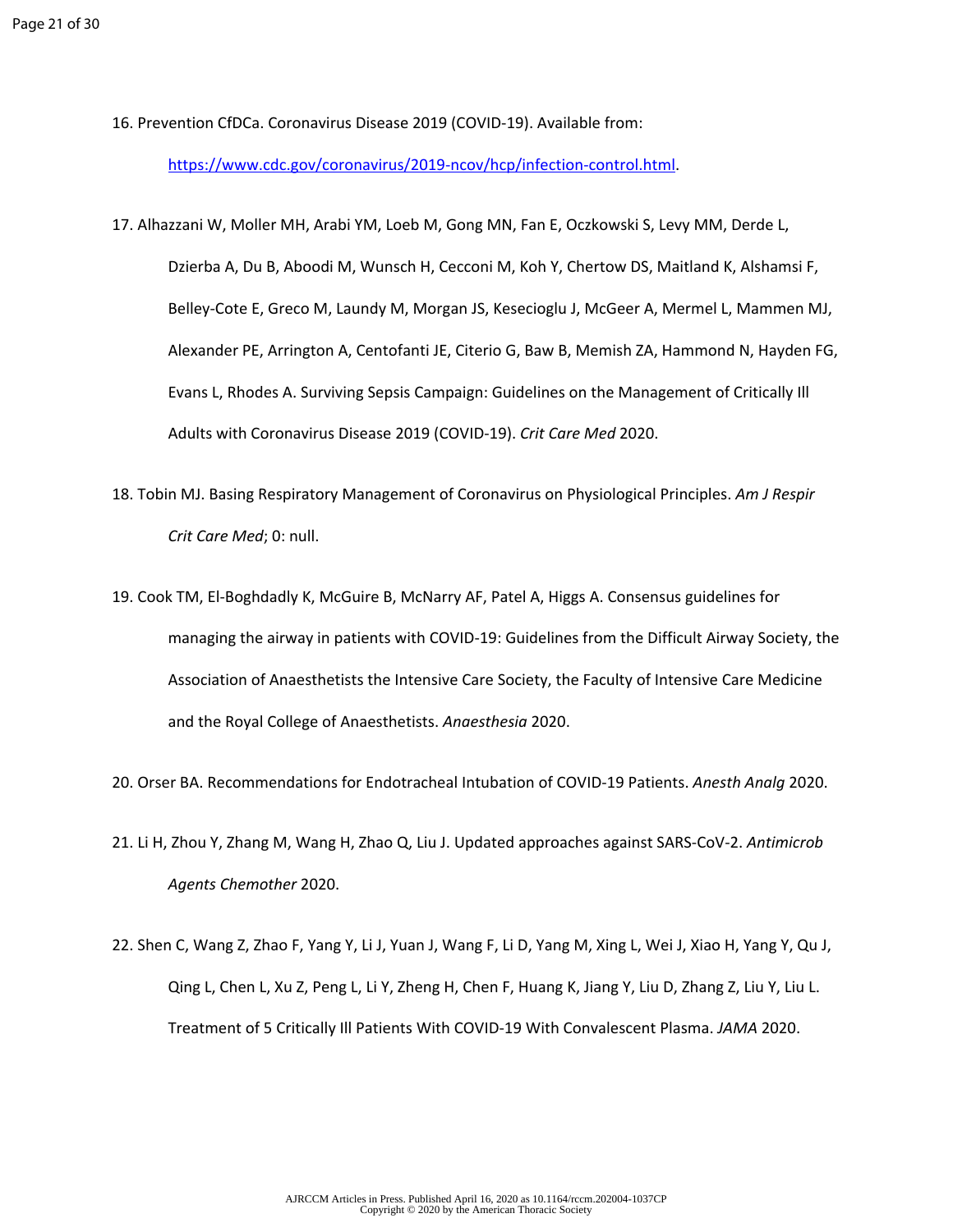16. Prevention CfDCa. Coronavirus Disease 2019 (COVID-19). Available from: https://www.cdc.gov/coronavirus/2019-ncov/hcp/infection-control.html.

17. Alhazzani W, Moller MH, Arabi YM, Loeb M, Gong MN, Fan E, Oczkowski S, Levy MM, Derde L, Dzierba A, Du B, Aboodi M, Wunsch H, Cecconi M, Koh Y, Chertow DS, Maitland K, Alshamsi F, Belley-Cote E, Greco M, Laundy M, Morgan JS, Kesecioglu J, McGeer A, Mermel L, Mammen MJ, Alexander PE, Arrington A, Centofanti JE, Citerio G, Baw B, Memish ZA, Hammond N, Hayden FG, Evans L, Rhodes A. Surviving Sepsis Campaign: Guidelines on the Management of Critically Ill Adults with Coronavirus Disease 2019 (COVID-19). *Crit Care Med* 2020.

18. Tobin MJ. Basing Respiratory Management of Coronavirus on Physiological Principles. *Am J Respir Crit Care Med*; 0: null.

19. Cook TM, El-Boghdadly K, McGuire B, McNarry AF, Patel A, Higgs A. Consensus guidelines for managing the airway in patients with COVID-19: Guidelines from the Difficult Airway Society, the Association of Anaesthetists the Intensive Care Society, the Faculty of Intensive Care Medicine and the Royal College of Anaesthetists. *Anaesthesia* 2020.

20. Orser BA. Recommendations for Endotracheal Intubation of COVID-19 Patients. *Anesth Analg* 2020.

21. Li H, Zhou Y, Zhang M, Wang H, Zhao Q, Liu J. Updated approaches against SARS-CoV-2. *Antimicrob Agents Chemother* 2020.

22. Shen C, Wang Z, Zhao F, Yang Y, Li J, Yuan J, Wang F, Li D, Yang M, Xing L, Wei J, Xiao H, Yang Y, Qu J, Qing L, Chen L, Xu Z, Peng L, Li Y, Zheng H, Chen F, Huang K, Jiang Y, Liu D, Zhang Z, Liu Y, Liu L. Treatment of 5 Critically Ill Patients With COVID-19 With Convalescent Plasma. *JAMA* 2020.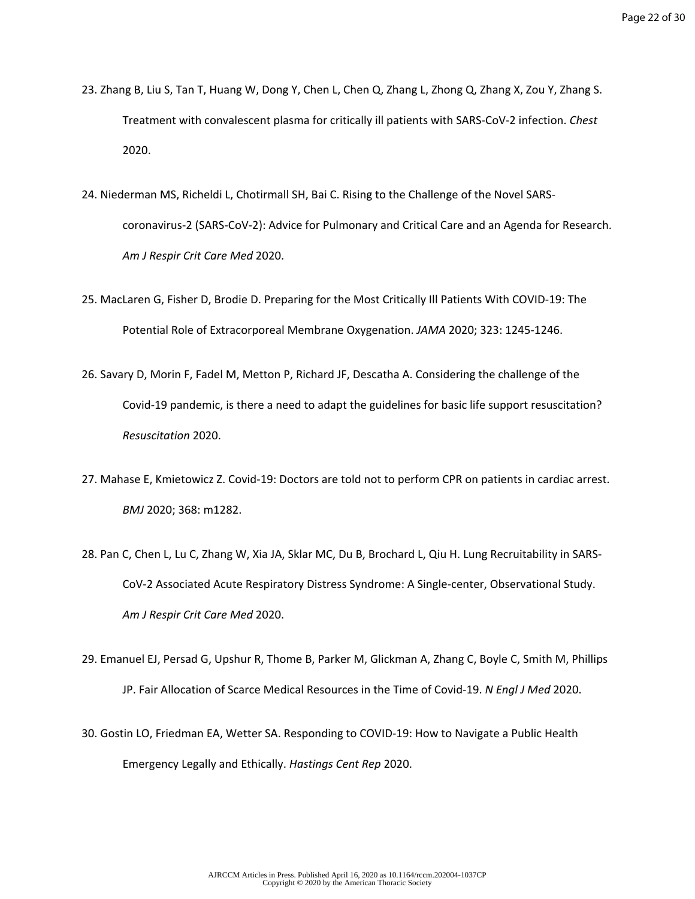23. Zhang B, Liu S, Tan T, Huang W, Dong Y, Chen L, Chen Q, Zhang L, Zhong Q, Zhang X, Zou Y, Zhang S. Treatment with convalescent plasma for critically ill patients with SARS-CoV-2 infection. *Chest* 2020.

24. Niederman MS, Richeldi L, Chotirmall SH, Bai C. Rising to the Challenge of the Novel SARS-coronavirus-2 (SARS-CoV-2): Advice for Pulmonary and Critical Care and an Agenda for Research. *Am J Respir Crit Care Med* 2020.

25. MacLaren G, Fisher D, Brodie D. Preparing for the Most Critically Ill Patients With COVID-19: The Potential Role of Extracorporeal Membrane Oxygenation. *JAMA* 2020; 323: 1245-1246.

26. Savary D, Morin F, Fadel M, Metton P, Richard JF, Descatha A. Considering the challenge of the Covid-19 pandemic, is there a need to adapt the guidelines for basic life support resuscitation? *Resuscitation* 2020.

27. Mahase E, Kmietowicz Z. Covid-19: Doctors are told not to perform CPR on patients in cardiac arrest. *BMJ* 2020; 368: m1282.

28. Pan C, Chen L, Lu C, Zhang W, Xia JA, Sklar MC, Du B, Brochard L, Qiu H. Lung Recruitability in SARS-CoV-2 Associated Acute Respiratory Distress Syndrome: A Single-center, Observational Study. *Am J Respir Crit Care Med* 2020.

29. Emanuel EJ, Persad G, Upshur R, Thome B, Parker M, Glickman A, Zhang C, Boyle C, Smith M, Phillips JP. Fair Allocation of Scarce Medical Resources in the Time of Covid-19. *N Engl J Med* 2020.

30. Gostin LO, Friedman EA, Wetter SA. Responding to COVID-19: How to Navigate a Public Health Emergency Legally and Ethically. *Hastings Cent Rep* 2020.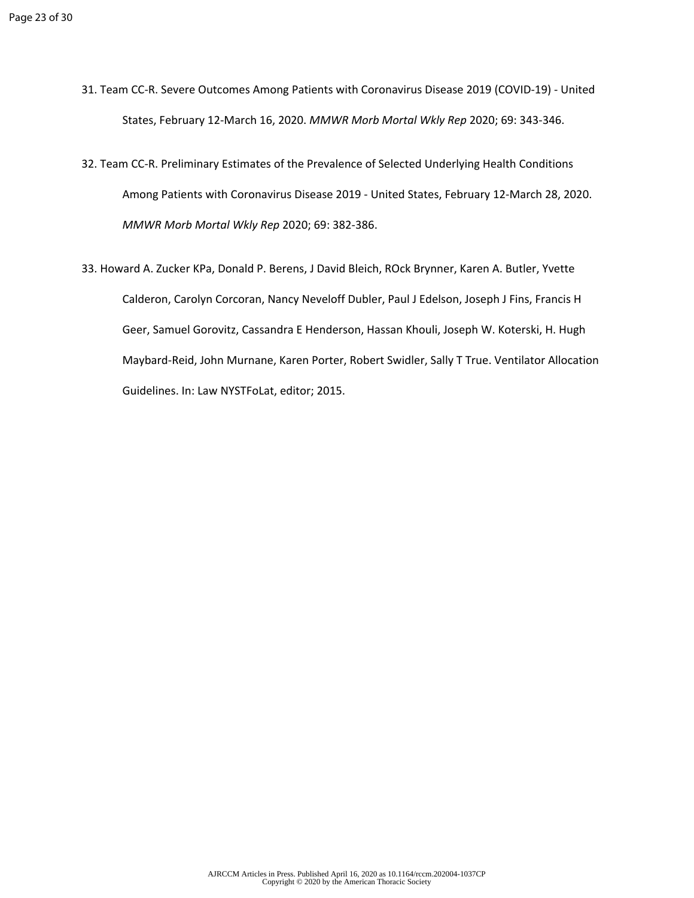31. Team CC-R. Severe Outcomes Among Patients with Coronavirus Disease 2019 (COVID-19) - United States, February 12-March 16, 2020. *MMWR Morb Mortal Wkly Rep* 2020; 69: 343-346.

32. Team CC-R. Preliminary Estimates of the Prevalence of Selected Underlying Health Conditions Among Patients with Coronavirus Disease 2019 - United States, February 12-March 28, 2020. *MMWR Morb Mortal Wkly Rep* 2020; 69: 382-386.

33. Howard A. Zucker KPa, Donald P. Berens, J David Bleich, ROck Brynner, Karen A. Butler, Yvette Calderon, Carolyn Corcoran, Nancy Neveloff Dubler, Paul J Edelson, Joseph J Fins, Francis H Geer, Samuel Gorovitz, Cassandra E Henderson, Hassan Khouli, Joseph W. Koterski, H. Hugh Maybard-Reid, John Murnane, Karen Porter, Robert Swidler, Sally T True. Ventilator Allocation Guidelines. In: Law NYSTFoLat, editor; 2015.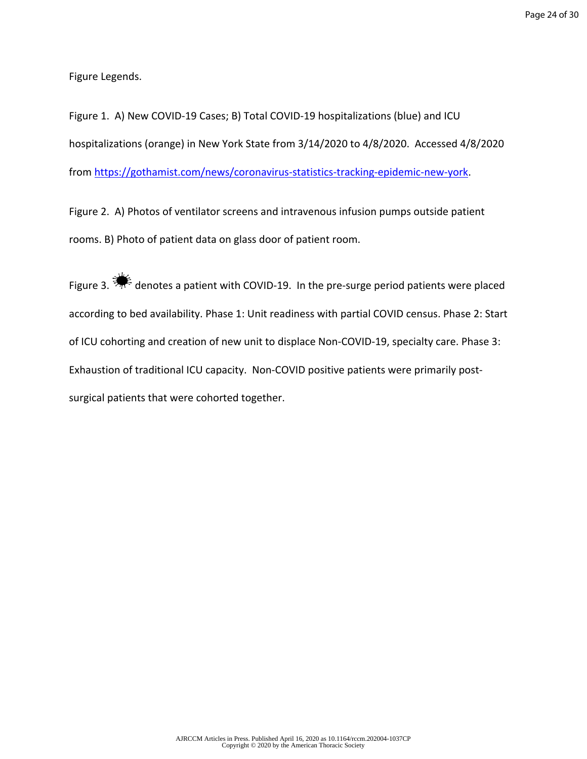Figure Legends.

Figure 1. A) New COVID-19 Cases; B) Total COVID-19 hospitalizations (blue) and ICU hospitalizations (orange) in New York State from 3/14/2020 to 4/8/2020. Accessed 4/8/2020 from [https://gothamist.com/news/coronavirus-statistics-tracking-epidemic-new-york](https://gothamist.com/news/coronavirus-statistics-tracking-epidemic-new-york).

Figure 2. A) Photos of ventilator screens and intravenous infusion pumps outside patient rooms. B) Photo of patient data on glass door of patient room.

Figure 3. ✹ denotes a patient with COVID-19. In the pre-surge period patients were placed according to bed availability. Phase 1: Unit readiness with partial COVID census. Phase 2: Start of ICU cohorting and creation of new unit to displace Non-COVID-19, specialty care. Phase 3: Exhaustion of traditional ICU capacity. Non-COVID positive patients were primarily post-surgical patients that were cohorted together.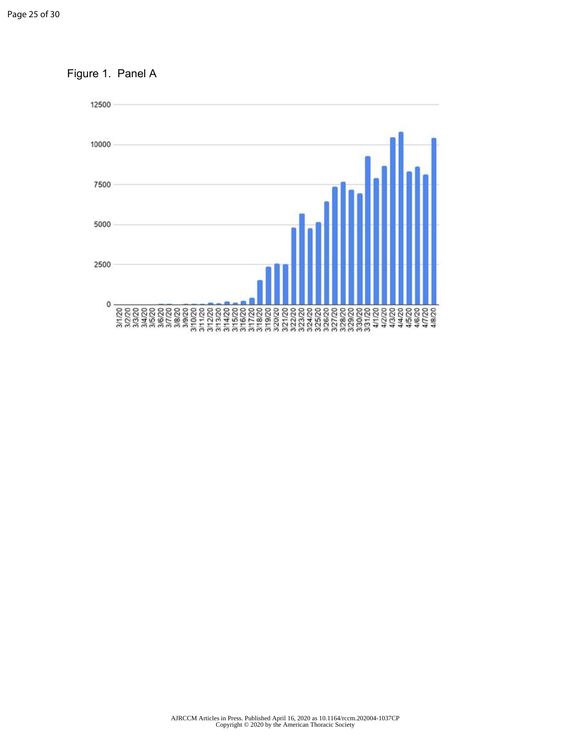Figure 1. Panel A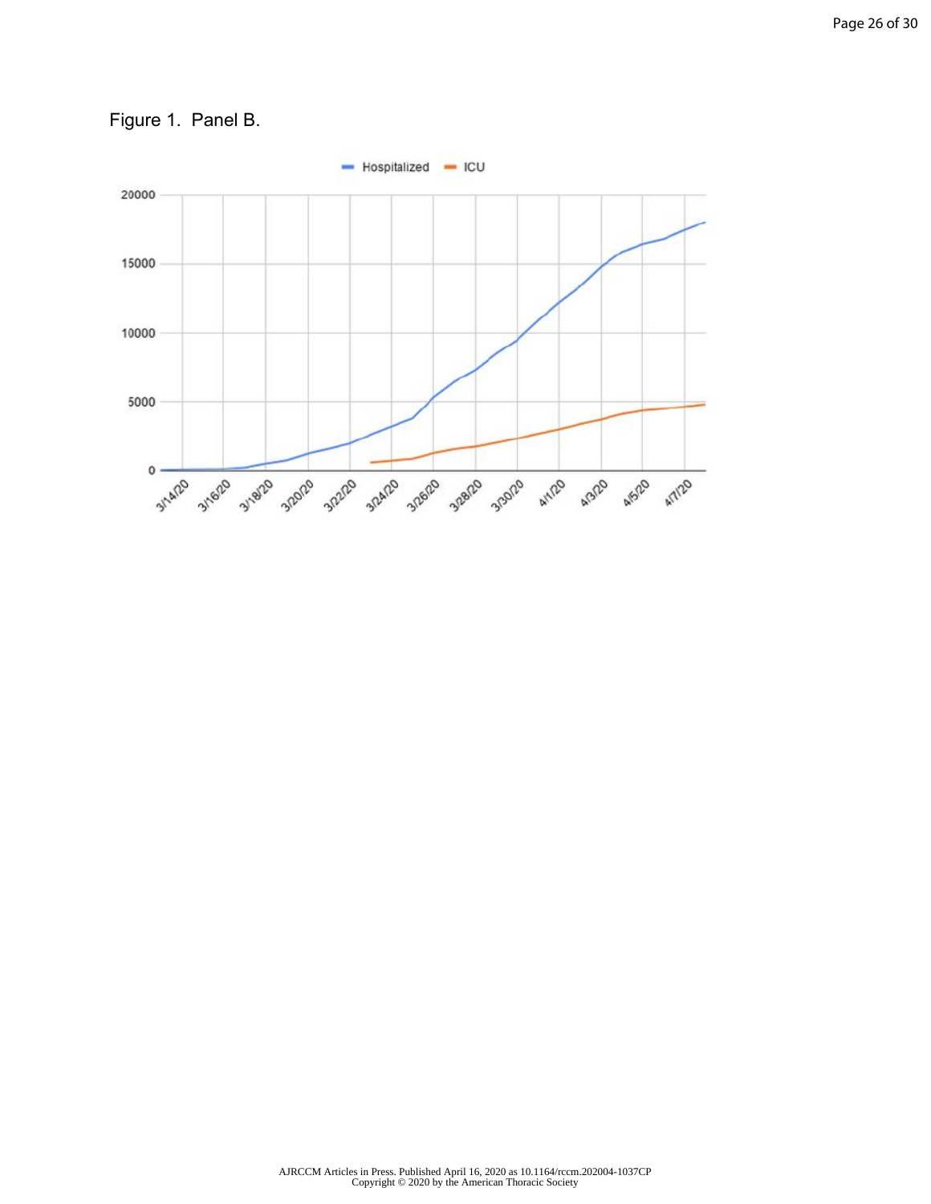Figure 1. Panel B.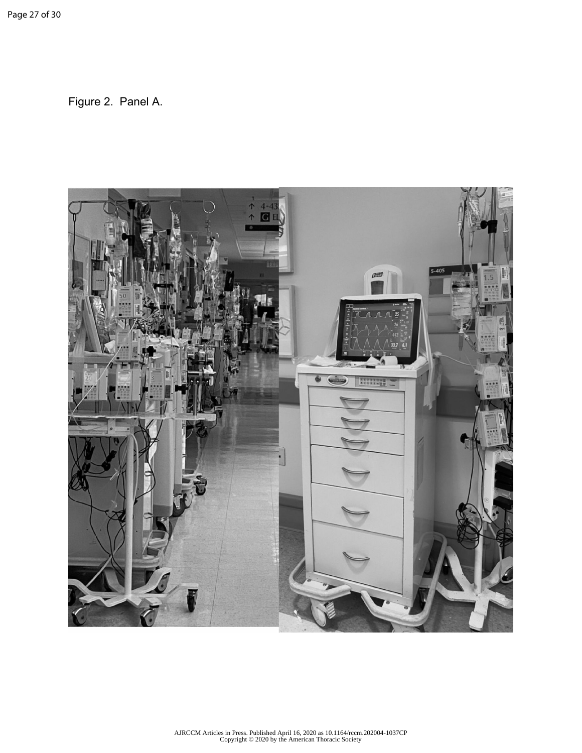Figure 2. Panel A.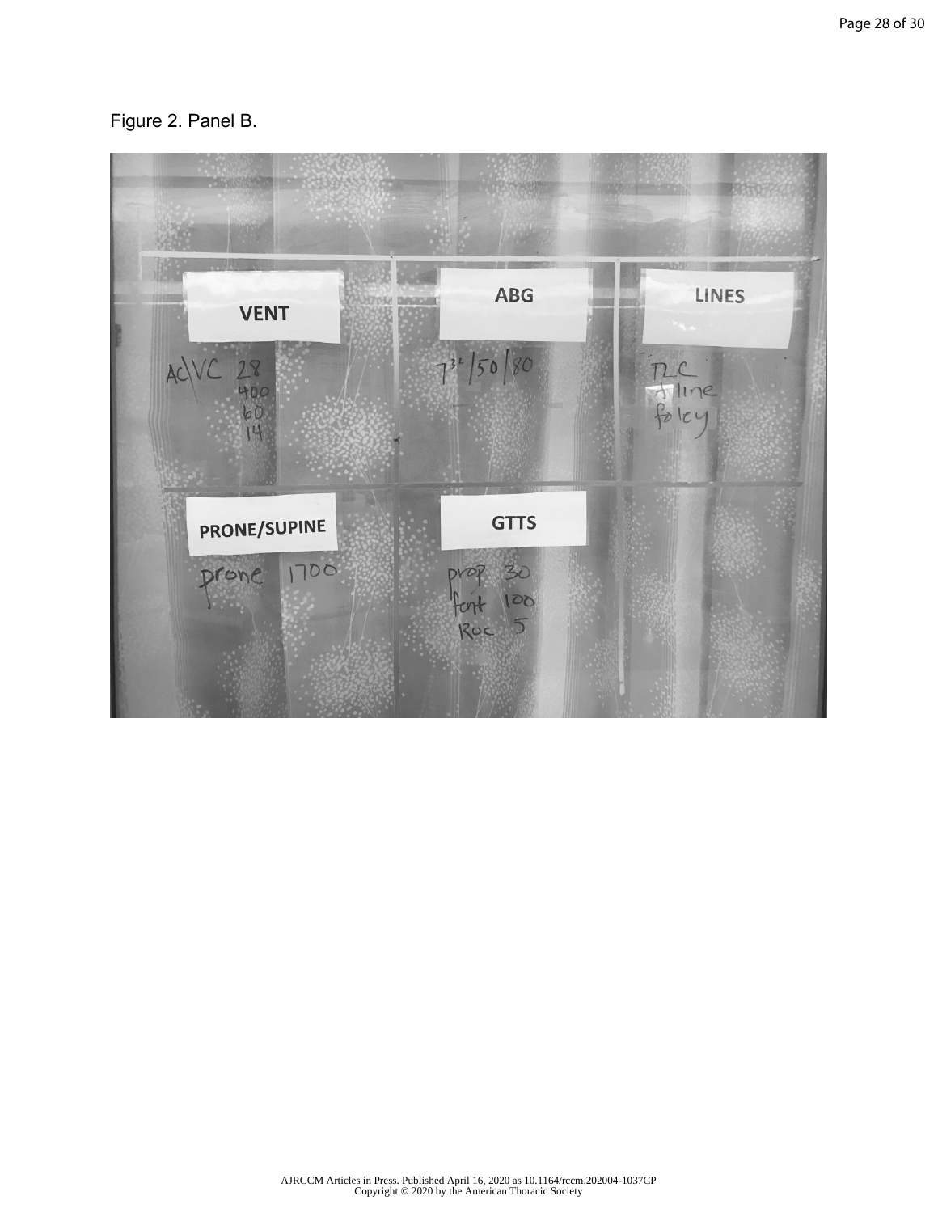Figure 2. Panel B.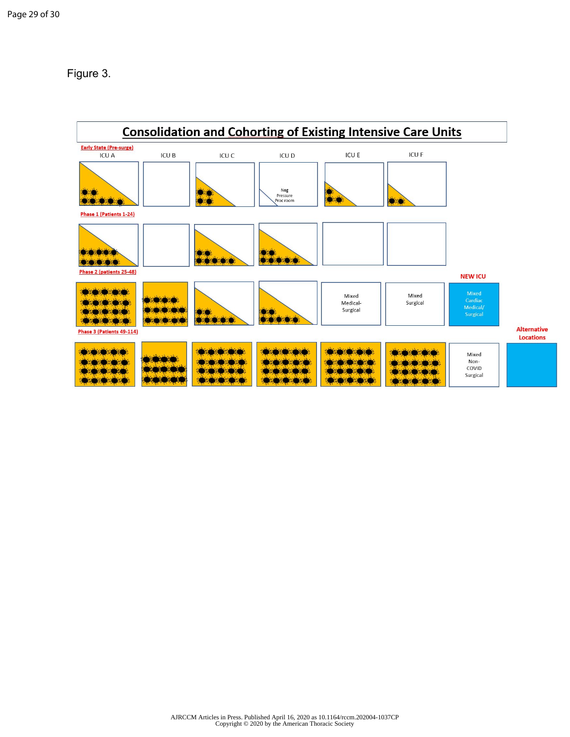Figure 3.

# Consolidation and Cohorting of Existing Intensive Care Units

**Early State (Pre-surge)**

ICU A | ICU B | ICU C | ICU D | ICU E | ICU F

Neg Pressure Proc room

**Phase 1 (Patients 1-24)**

**Phase 2 (patients 25-48)**

NEW ICU

Mixed Medical-Surgical

Mixed Surgical

Mixed Cardiac Medical/ Surgical

**Phase 3 (Patients 49-114)**

Alternative Locations

Mixed Non-COVID Surgical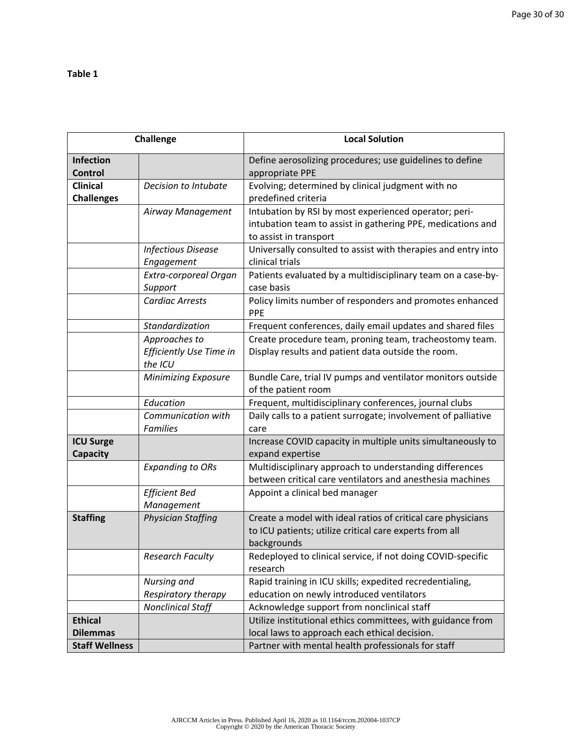**Table 1**

| Challenge | | Local Solution |
|---|---|---|
| **Infection Control** | | Define aerosolizing procedures; use guidelines to define appropriate PPE |
| **Clinical Challenges** | *Decision to Intubate* | Evolving; determined by clinical judgment with no predefined criteria |
| | *Airway Management* | Intubation by RSI by most experienced operator; peri-intubation team to assist in gathering PPE, medications and to assist in transport |
| | *Infectious Disease Engagement* | Universally consulted to assist with therapies and entry into clinical trials |
| | *Extra-corporeal Organ Support* | Patients evaluated by a multidisciplinary team on a case-by-case basis |
| | *Cardiac Arrests* | Policy limits number of responders and promotes enhanced PPE |
| | *Standardization* | Frequent conferences, daily email updates and shared files |
| | *Approaches to Efficiently Use Time in the ICU* | Create procedure team, proning team, tracheostomy team. Display results and patient data outside the room. |
| | *Minimizing Exposure* | Bundle Care, trial IV pumps and ventilator monitors outside of the patient room |
| | *Education* | Frequent, multidisciplinary conferences, journal clubs |
| | *Communication with Families* | Daily calls to a patient surrogate; involvement of palliative care |
| **ICU Surge Capacity** | | Increase COVID capacity in multiple units simultaneously to expand expertise |
| | *Expanding to ORs* | Multidisciplinary approach to understanding differences between critical care ventilators and anesthesia machines |
| | *Efficient Bed Management* | Appoint a clinical bed manager |
| **Staffing** | *Physician Staffing* | Create a model with ideal ratios of critical care physicians to ICU patients; utilize critical care experts from all backgrounds |
| | *Research Faculty* | Redeployed to clinical service, if not doing COVID-specific research |
| | *Nursing and Respiratory therapy* | Rapid training in ICU skills; expedited recredentialing, education on newly introduced ventilators |
| | *Nonclinical Staff* | Acknowledge support from nonclinical staff |
| **Ethical Dilemmas** | | Utilize institutional ethics committees, with guidance from local laws to approach each ethical decision. |
| **Staff Wellness** | | Partner with mental health professionals for staff |